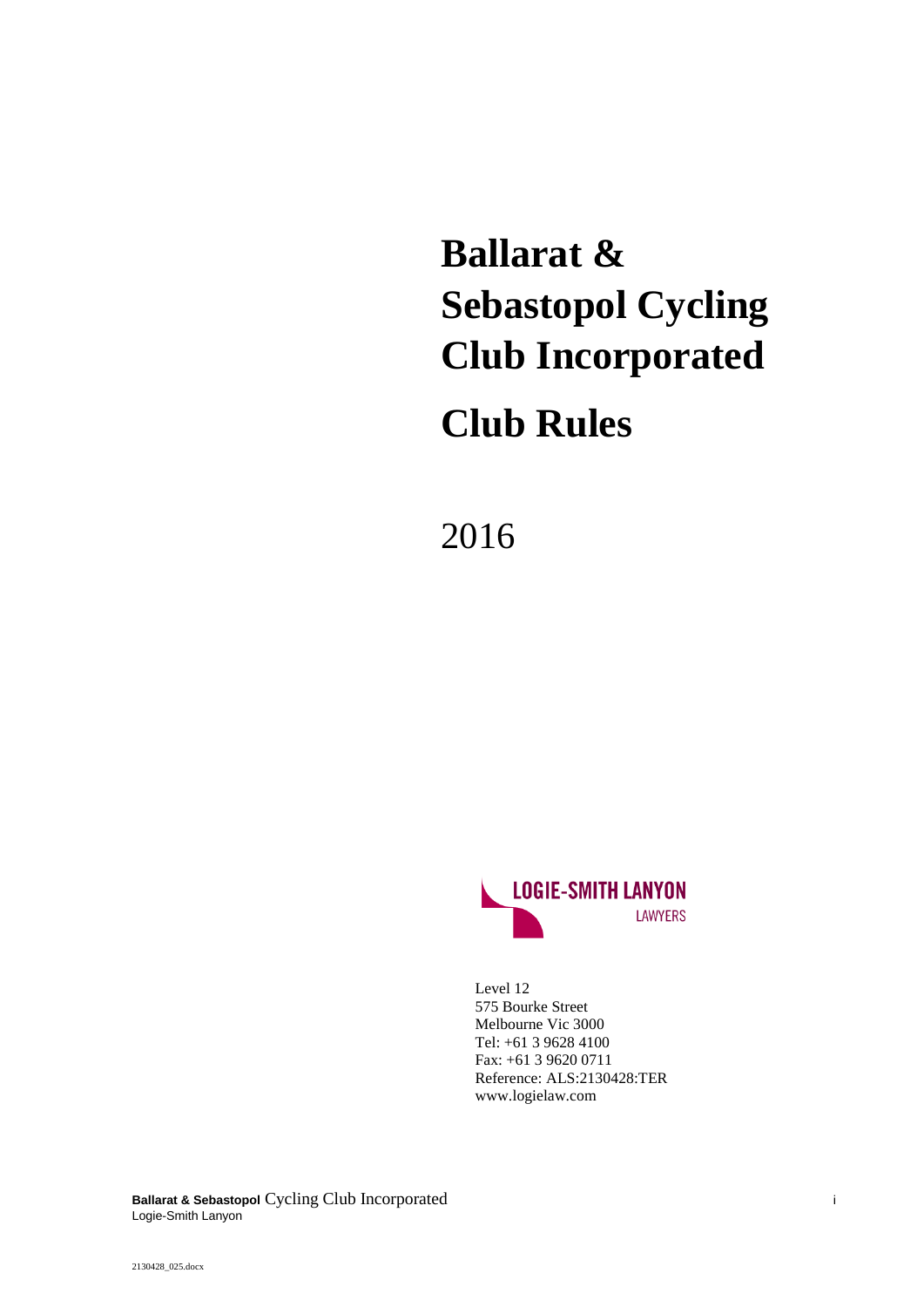# Ballarat & Sebastopol Cycling Club Incorporated

# Club Rules

2016

LOGIE-SMITH LANYON
LAWYERS

Level 12
575 Bourke Street
Melbourne Vic 3000
Tel: +61 3 9628 4100
Fax: +61 3 9620 0711
Reference: ALS:2130428:TER
www.logielaw.com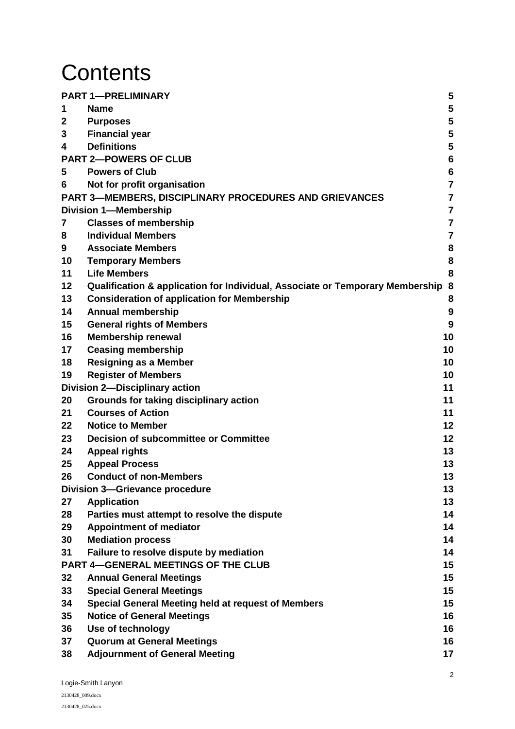# Contents

| | | |
|---|---|---|
| **PART 1—PRELIMINARY** | | **5** |
| **1** | **Name** | **5** |
| **2** | **Purposes** | **5** |
| **3** | **Financial year** | **5** |
| **4** | **Definitions** | **5** |
| **PART 2—POWERS OF CLUB** | | **6** |
| **5** | **Powers of Club** | **6** |
| **6** | **Not for profit organisation** | **7** |
| **PART 3—MEMBERS, DISCIPLINARY PROCEDURES AND GRIEVANCES** | | **7** |
| **Division 1—Membership** | | **7** |
| **7** | **Classes of membership** | **7** |
| **8** | **Individual Members** | **7** |
| **9** | **Associate Members** | **8** |
| **10** | **Temporary Members** | **8** |
| **11** | **Life Members** | **8** |
| **12** | **Qualification & application for Individual, Associate or Temporary Membership** | **8** |
| **13** | **Consideration of application for Membership** | **8** |
| **14** | **Annual membership** | **9** |
| **15** | **General rights of Members** | **9** |
| **16** | **Membership renewal** | **10** |
| **17** | **Ceasing membership** | **10** |
| **18** | **Resigning as a Member** | **10** |
| **19** | **Register of Members** | **10** |
| **Division 2—Disciplinary action** | | **11** |
| **20** | **Grounds for taking disciplinary action** | **11** |
| **21** | **Courses of Action** | **11** |
| **22** | **Notice to Member** | **12** |
| **23** | **Decision of subcommittee or Committee** | **12** |
| **24** | **Appeal rights** | **13** |
| **25** | **Appeal Process** | **13** |
| **26** | **Conduct of non-Members** | **13** |
| **Division 3—Grievance procedure** | | **13** |
| **27** | **Application** | **13** |
| **28** | **Parties must attempt to resolve the dispute** | **14** |
| **29** | **Appointment of mediator** | **14** |
| **30** | **Mediation process** | **14** |
| **31** | **Failure to resolve dispute by mediation** | **14** |
| **PART 4—GENERAL MEETINGS OF THE CLUB** | | **15** |
| **32** | **Annual General Meetings** | **15** |
| **33** | **Special General Meetings** | **15** |
| **34** | **Special General Meeting held at request of Members** | **15** |
| **35** | **Notice of General Meetings** | **16** |
| **36** | **Use of technology** | **16** |
| **37** | **Quorum at General Meetings** | **16** |
| **38** | **Adjournment of General Meeting** | **17** |

Logie-Smith Lanyon

2130428_009.docx

2130428_025.docx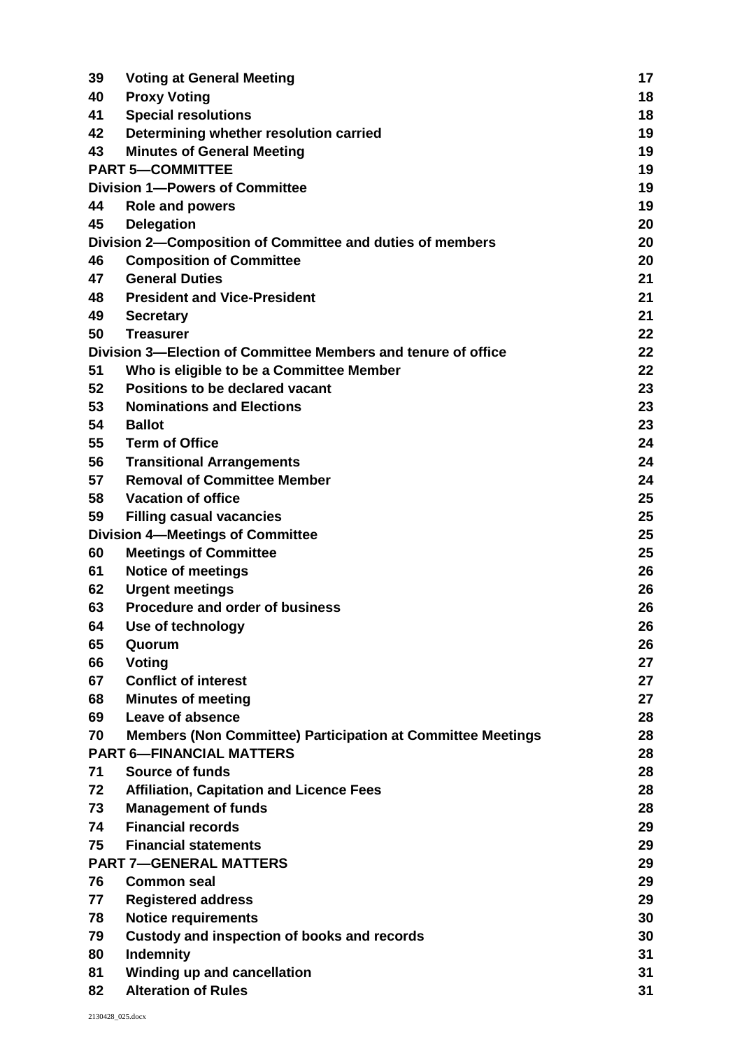| | | |
|---|---|---|
| 39 | Voting at General Meeting | 17 |
| 40 | Proxy Voting | 18 |
| 41 | Special resolutions | 18 |
| 42 | Determining whether resolution carried | 19 |
| 43 | Minutes of General Meeting | 19 |
| | PART 5—COMMITTEE | 19 |
| | Division 1—Powers of Committee | 19 |
| 44 | Role and powers | 19 |
| 45 | Delegation | 20 |
| | Division 2—Composition of Committee and duties of members | 20 |
| 46 | Composition of Committee | 20 |
| 47 | General Duties | 21 |
| 48 | President and Vice-President | 21 |
| 49 | Secretary | 21 |
| 50 | Treasurer | 22 |
| | Division 3—Election of Committee Members and tenure of office | 22 |
| 51 | Who is eligible to be a Committee Member | 22 |
| 52 | Positions to be declared vacant | 23 |
| 53 | Nominations and Elections | 23 |
| 54 | Ballot | 23 |
| 55 | Term of Office | 24 |
| 56 | Transitional Arrangements | 24 |
| 57 | Removal of Committee Member | 24 |
| 58 | Vacation of office | 25 |
| 59 | Filling casual vacancies | 25 |
| | Division 4—Meetings of Committee | 25 |
| 60 | Meetings of Committee | 25 |
| 61 | Notice of meetings | 26 |
| 62 | Urgent meetings | 26 |
| 63 | Procedure and order of business | 26 |
| 64 | Use of technology | 26 |
| 65 | Quorum | 26 |
| 66 | Voting | 27 |
| 67 | Conflict of interest | 27 |
| 68 | Minutes of meeting | 27 |
| 69 | Leave of absence | 28 |
| 70 | Members (Non Committee) Participation at Committee Meetings | 28 |
| | PART 6—FINANCIAL MATTERS | 28 |
| 71 | Source of funds | 28 |
| 72 | Affiliation, Capitation and Licence Fees | 28 |
| 73 | Management of funds | 28 |
| 74 | Financial records | 29 |
| 75 | Financial statements | 29 |
| | PART 7—GENERAL MATTERS | 29 |
| 76 | Common seal | 29 |
| 77 | Registered address | 29 |
| 78 | Notice requirements | 30 |
| 79 | Custody and inspection of books and records | 30 |
| 80 | Indemnity | 31 |
| 81 | Winding up and cancellation | 31 |
| 82 | Alteration of Rules | 31 |

2130428_025.docx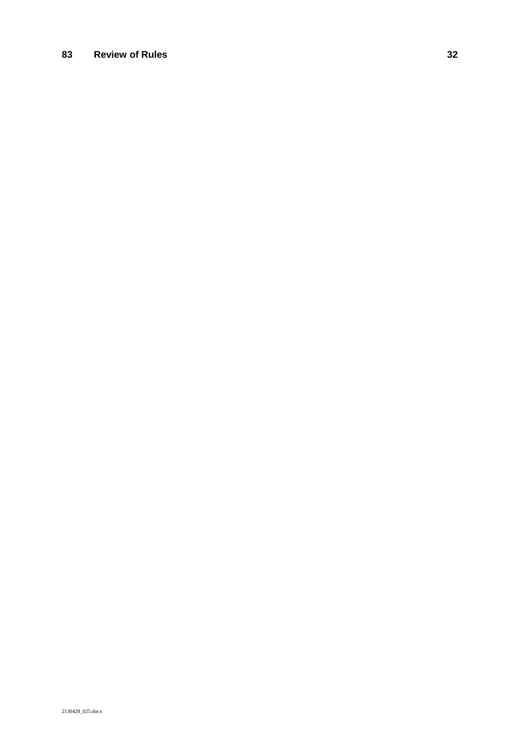| | | |
|---|---|---|
| **83** | **Review of Rules** | **32** |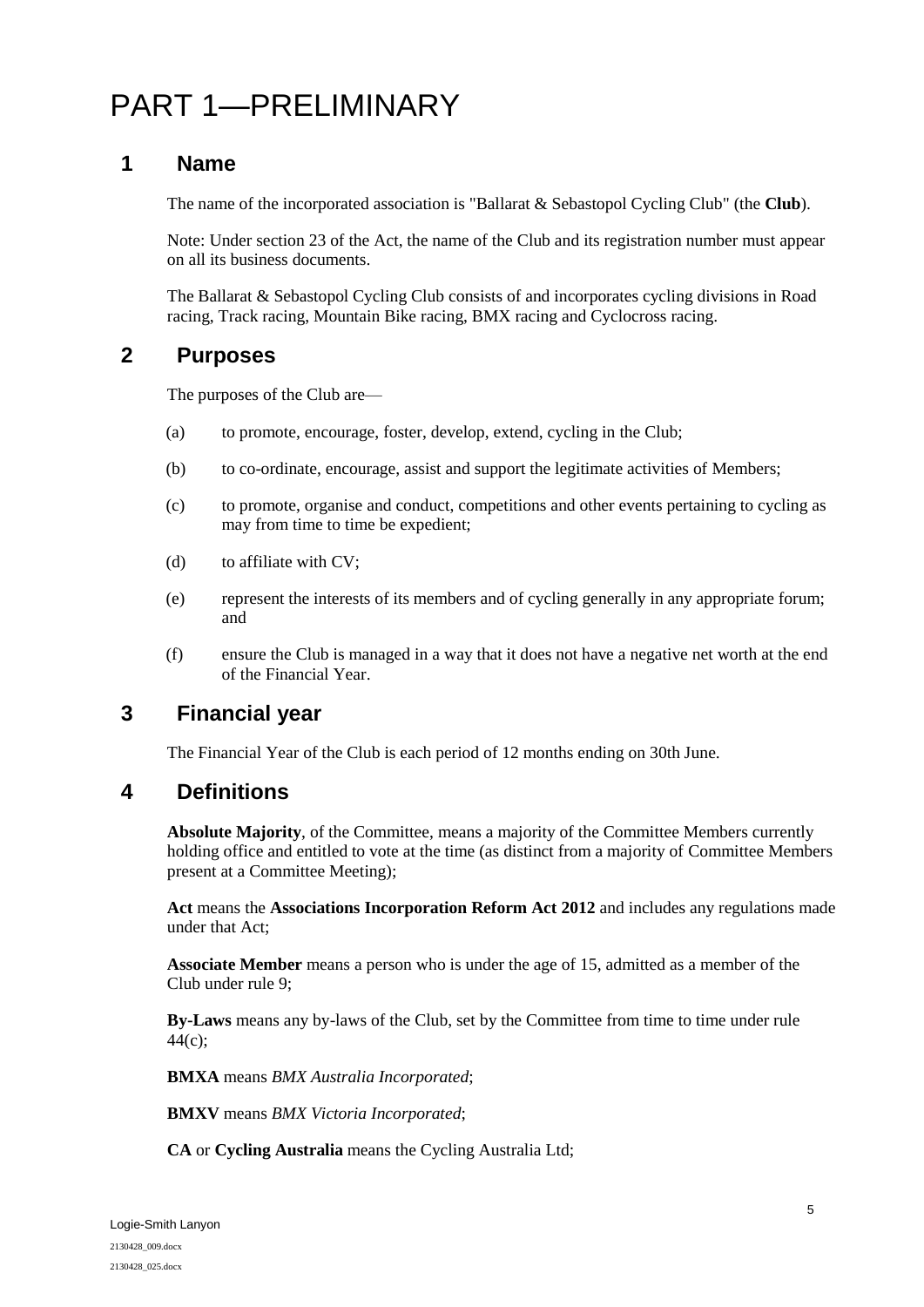# PART 1—PRELIMINARY

## 1 Name

The name of the incorporated association is "Ballarat & Sebastopol Cycling Club" (the **Club**).

Note: Under section 23 of the Act, the name of the Club and its registration number must appear on all its business documents.

The Ballarat & Sebastopol Cycling Club consists of and incorporates cycling divisions in Road racing, Track racing, Mountain Bike racing, BMX racing and Cyclocross racing.

## 2 Purposes

The purposes of the Club are—

(a) to promote, encourage, foster, develop, extend, cycling in the Club;

(b) to co-ordinate, encourage, assist and support the legitimate activities of Members;

(c) to promote, organise and conduct, competitions and other events pertaining to cycling as may from time to time be expedient;

(d) to affiliate with CV;

(e) represent the interests of its members and of cycling generally in any appropriate forum; and

(f) ensure the Club is managed in a way that it does not have a negative net worth at the end of the Financial Year.

## 3 Financial year

The Financial Year of the Club is each period of 12 months ending on 30th June.

## 4 Definitions

**Absolute Majority**, of the Committee, means a majority of the Committee Members currently holding office and entitled to vote at the time (as distinct from a majority of Committee Members present at a Committee Meeting);

**Act** means the **Associations Incorporation Reform Act 2012** and includes any regulations made under that Act;

**Associate Member** means a person who is under the age of 15, admitted as a member of the Club under rule 9;

**By-Laws** means any by-laws of the Club, set by the Committee from time to time under rule 44(c);

**BMXA** means *BMX Australia Incorporated*;

**BMXV** means *BMX Victoria Incorporated*;

**CA** or **Cycling Australia** means the Cycling Australia Ltd;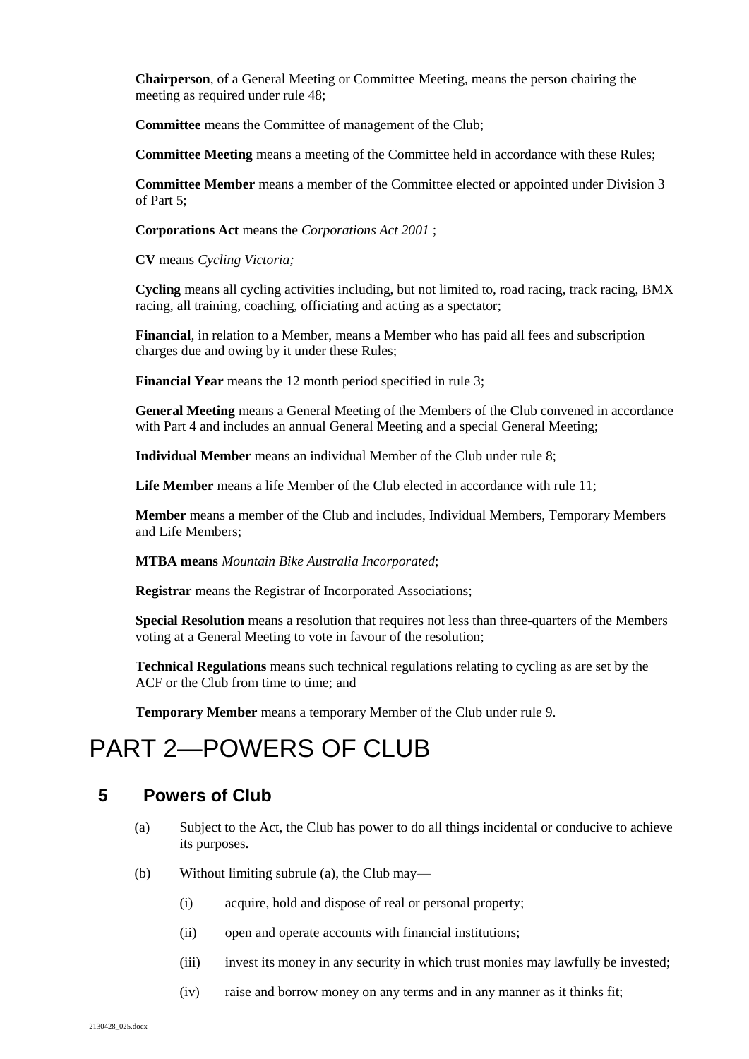**Chairperson**, of a General Meeting or Committee Meeting, means the person chairing the meeting as required under rule 48;

**Committee** means the Committee of management of the Club;

**Committee Meeting** means a meeting of the Committee held in accordance with these Rules;

**Committee Member** means a member of the Committee elected or appointed under Division 3 of Part 5;

**Corporations Act** means the *Corporations Act 2001* ;

**CV** means *Cycling Victoria;*

**Cycling** means all cycling activities including, but not limited to, road racing, track racing, BMX racing, all training, coaching, officiating and acting as a spectator;

**Financial**, in relation to a Member, means a Member who has paid all fees and subscription charges due and owing by it under these Rules;

**Financial Year** means the 12 month period specified in rule 3;

**General Meeting** means a General Meeting of the Members of the Club convened in accordance with Part 4 and includes an annual General Meeting and a special General Meeting;

**Individual Member** means an individual Member of the Club under rule 8;

**Life Member** means a life Member of the Club elected in accordance with rule 11;

**Member** means a member of the Club and includes, Individual Members, Temporary Members and Life Members;

**MTBA means** *Mountain Bike Australia Incorporated*;

**Registrar** means the Registrar of Incorporated Associations;

**Special Resolution** means a resolution that requires not less than three-quarters of the Members voting at a General Meeting to vote in favour of the resolution;

**Technical Regulations** means such technical regulations relating to cycling as are set by the ACF or the Club from time to time; and

**Temporary Member** means a temporary Member of the Club under rule 9.

# PART 2—POWERS OF CLUB

## 5 Powers of Club

(a) Subject to the Act, the Club has power to do all things incidental or conducive to achieve its purposes.

(b) Without limiting subrule (a), the Club may—

  (i) acquire, hold and dispose of real or personal property;

  (ii) open and operate accounts with financial institutions;

  (iii) invest its money in any security in which trust monies may lawfully be invested;

  (iv) raise and borrow money on any terms and in any manner as it thinks fit;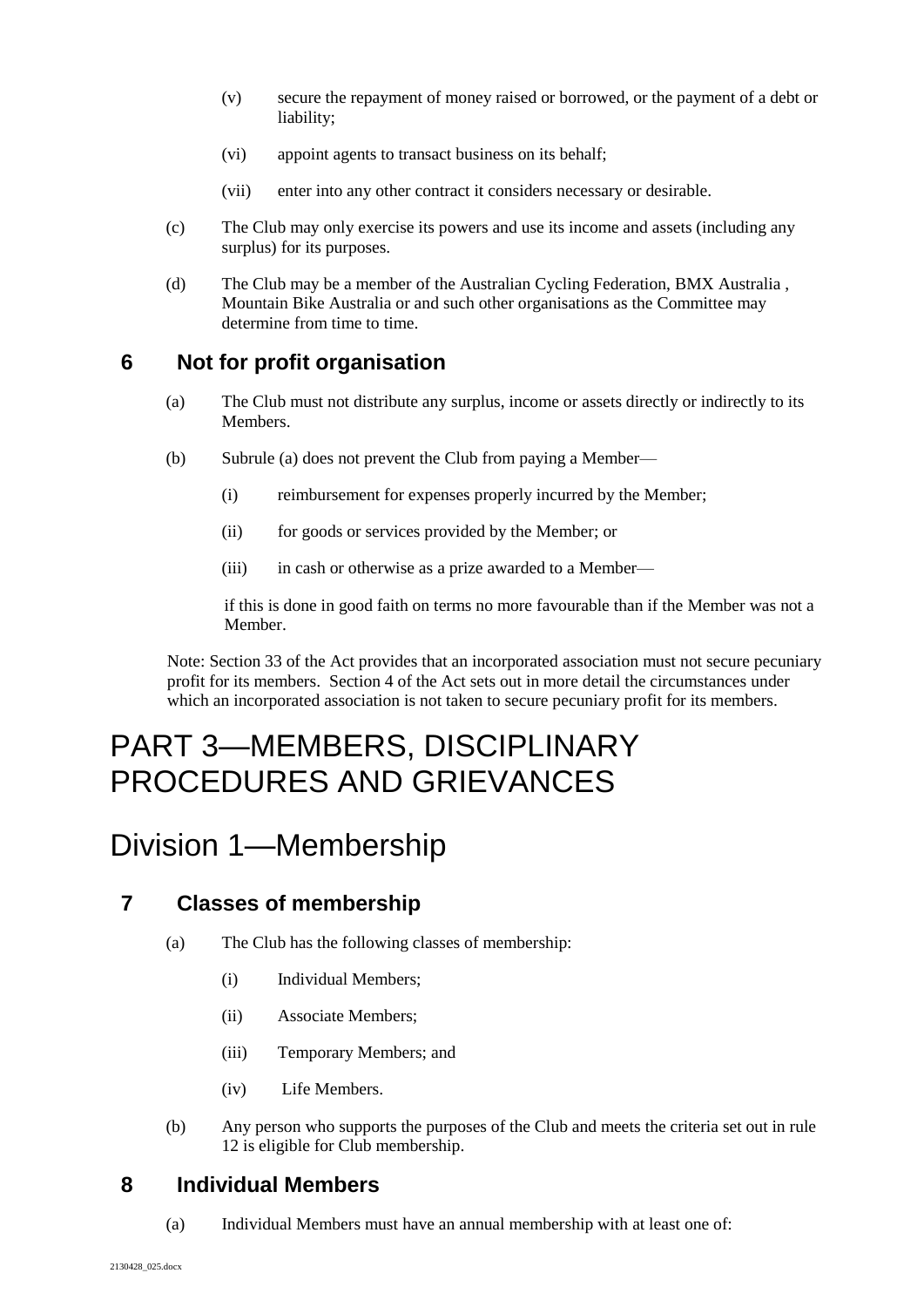(v) secure the repayment of money raised or borrowed, or the payment of a debt or liability;

(vi) appoint agents to transact business on its behalf;

(vii) enter into any other contract it considers necessary or desirable.

(c) The Club may only exercise its powers and use its income and assets (including any surplus) for its purposes.

(d) The Club may be a member of the Australian Cycling Federation, BMX Australia , Mountain Bike Australia or and such other organisations as the Committee may determine from time to time.

### 6 Not for profit organisation

(a) The Club must not distribute any surplus, income or assets directly or indirectly to its Members.

(b) Subrule (a) does not prevent the Club from paying a Member—

(i) reimbursement for expenses properly incurred by the Member;

(ii) for goods or services provided by the Member; or

(iii) in cash or otherwise as a prize awarded to a Member—

if this is done in good faith on terms no more favourable than if the Member was not a Member.

Note: Section 33 of the Act provides that an incorporated association must not secure pecuniary profit for its members. Section 4 of the Act sets out in more detail the circumstances under which an incorporated association is not taken to secure pecuniary profit for its members.

# PART 3—MEMBERS, DISCIPLINARY PROCEDURES AND GRIEVANCES

## Division 1—Membership

### 7 Classes of membership

(a) The Club has the following classes of membership:

(i) Individual Members;

(ii) Associate Members;

(iii) Temporary Members; and

(iv) Life Members.

(b) Any person who supports the purposes of the Club and meets the criteria set out in rule 12 is eligible for Club membership.

### 8 Individual Members

(a) Individual Members must have an annual membership with at least one of: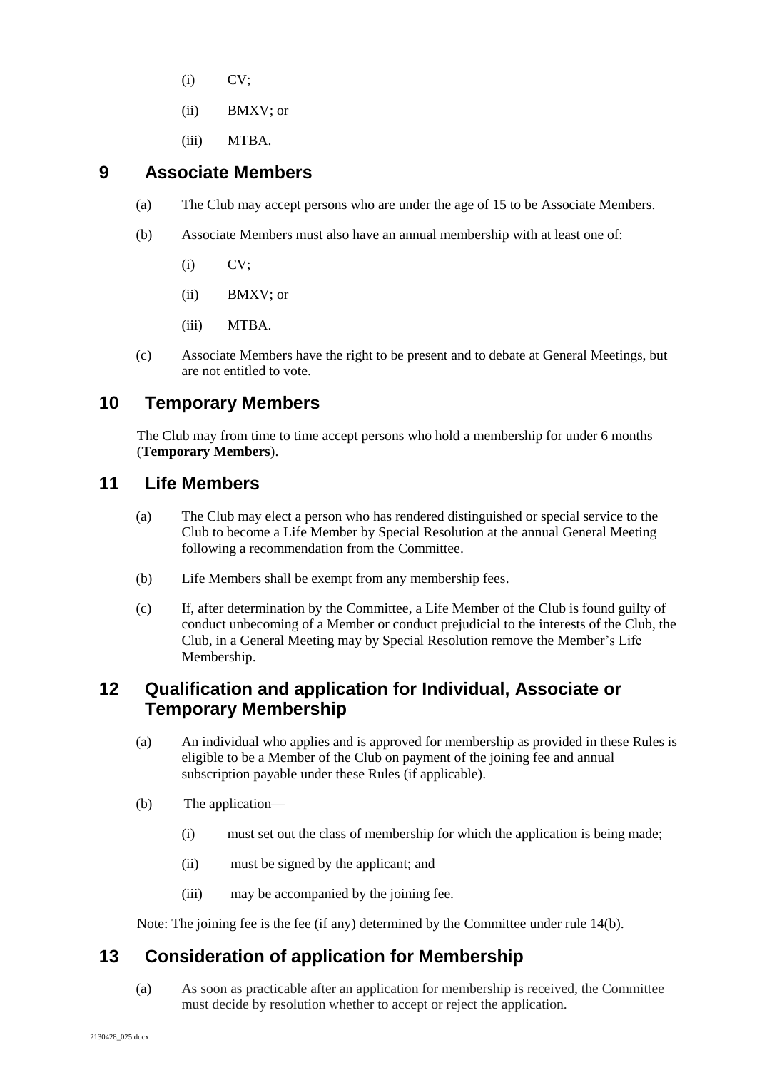(i) CV;

(ii) BMXV; or

(iii) MTBA.

## 9 Associate Members

(a) The Club may accept persons who are under the age of 15 to be Associate Members.

(b) Associate Members must also have an annual membership with at least one of:

(i) CV;

(ii) BMXV; or

(iii) MTBA.

(c) Associate Members have the right to be present and to debate at General Meetings, but are not entitled to vote.

## 10 Temporary Members

The Club may from time to time accept persons who hold a membership for under 6 months (**Temporary Members**).

## 11 Life Members

(a) The Club may elect a person who has rendered distinguished or special service to the Club to become a Life Member by Special Resolution at the annual General Meeting following a recommendation from the Committee.

(b) Life Members shall be exempt from any membership fees.

(c) If, after determination by the Committee, a Life Member of the Club is found guilty of conduct unbecoming of a Member or conduct prejudicial to the interests of the Club, the Club, in a General Meeting may by Special Resolution remove the Member's Life Membership.

## 12 Qualification and application for Individual, Associate or Temporary Membership

(a) An individual who applies and is approved for membership as provided in these Rules is eligible to be a Member of the Club on payment of the joining fee and annual subscription payable under these Rules (if applicable).

(b) The application—

(i) must set out the class of membership for which the application is being made;

(ii) must be signed by the applicant; and

(iii) may be accompanied by the joining fee.

Note: The joining fee is the fee (if any) determined by the Committee under rule 14(b).

## 13 Consideration of application for Membership

(a) As soon as practicable after an application for membership is received, the Committee must decide by resolution whether to accept or reject the application.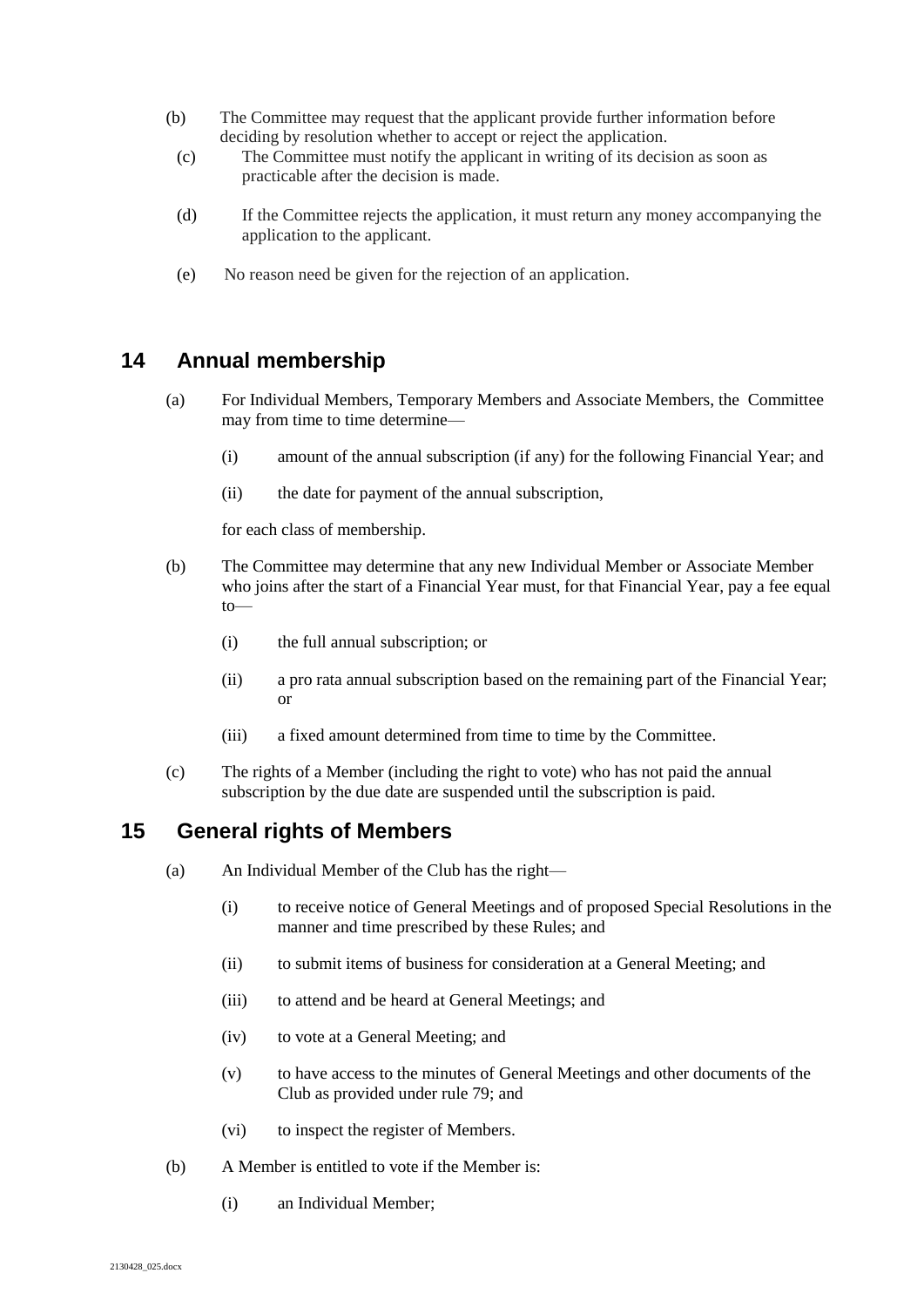(b) The Committee may request that the applicant provide further information before deciding by resolution whether to accept or reject the application.

(c) The Committee must notify the applicant in writing of its decision as soon as practicable after the decision is made.

(d) If the Committee rejects the application, it must return any money accompanying the application to the applicant.

(e) No reason need be given for the rejection of an application.

## 14 Annual membership

(a) For Individual Members, Temporary Members and Associate Members, the Committee may from time to time determine—

(i) amount of the annual subscription (if any) for the following Financial Year; and

(ii) the date for payment of the annual subscription,

for each class of membership.

(b) The Committee may determine that any new Individual Member or Associate Member who joins after the start of a Financial Year must, for that Financial Year, pay a fee equal to—

(i) the full annual subscription; or

(ii) a pro rata annual subscription based on the remaining part of the Financial Year; or

(iii) a fixed amount determined from time to time by the Committee.

(c) The rights of a Member (including the right to vote) who has not paid the annual subscription by the due date are suspended until the subscription is paid.

## 15 General rights of Members

(a) An Individual Member of the Club has the right—

(i) to receive notice of General Meetings and of proposed Special Resolutions in the manner and time prescribed by these Rules; and

(ii) to submit items of business for consideration at a General Meeting; and

(iii) to attend and be heard at General Meetings; and

(iv) to vote at a General Meeting; and

(v) to have access to the minutes of General Meetings and other documents of the Club as provided under rule 79; and

(vi) to inspect the register of Members.

(b) A Member is entitled to vote if the Member is:

(i) an Individual Member;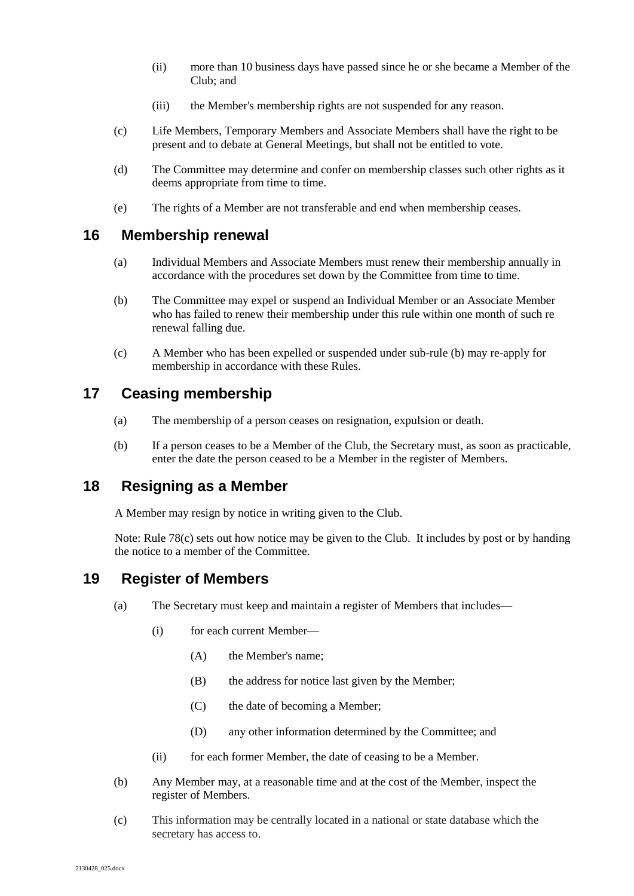(ii) more than 10 business days have passed since he or she became a Member of the Club; and

(iii) the Member's membership rights are not suspended for any reason.

(c) Life Members, Temporary Members and Associate Members shall have the right to be present and to debate at General Meetings, but shall not be entitled to vote.

(d) The Committee may determine and confer on membership classes such other rights as it deems appropriate from time to time.

(e) The rights of a Member are not transferable and end when membership ceases.

## 16 Membership renewal

(a) Individual Members and Associate Members must renew their membership annually in accordance with the procedures set down by the Committee from time to time.

(b) The Committee may expel or suspend an Individual Member or an Associate Member who has failed to renew their membership under this rule within one month of such re renewal falling due.

(c) A Member who has been expelled or suspended under sub-rule (b) may re-apply for membership in accordance with these Rules.

## 17 Ceasing membership

(a) The membership of a person ceases on resignation, expulsion or death.

(b) If a person ceases to be a Member of the Club, the Secretary must, as soon as practicable, enter the date the person ceased to be a Member in the register of Members.

## 18 Resigning as a Member

A Member may resign by notice in writing given to the Club.

Note: Rule 78(c) sets out how notice may be given to the Club. It includes by post or by handing the notice to a member of the Committee.

## 19 Register of Members

(a) The Secretary must keep and maintain a register of Members that includes—

(i) for each current Member—

(A) the Member's name;

(B) the address for notice last given by the Member;

(C) the date of becoming a Member;

(D) any other information determined by the Committee; and

(ii) for each former Member, the date of ceasing to be a Member.

(b) Any Member may, at a reasonable time and at the cost of the Member, inspect the register of Members.

(c) This information may be centrally located in a national or state database which the secretary has access to.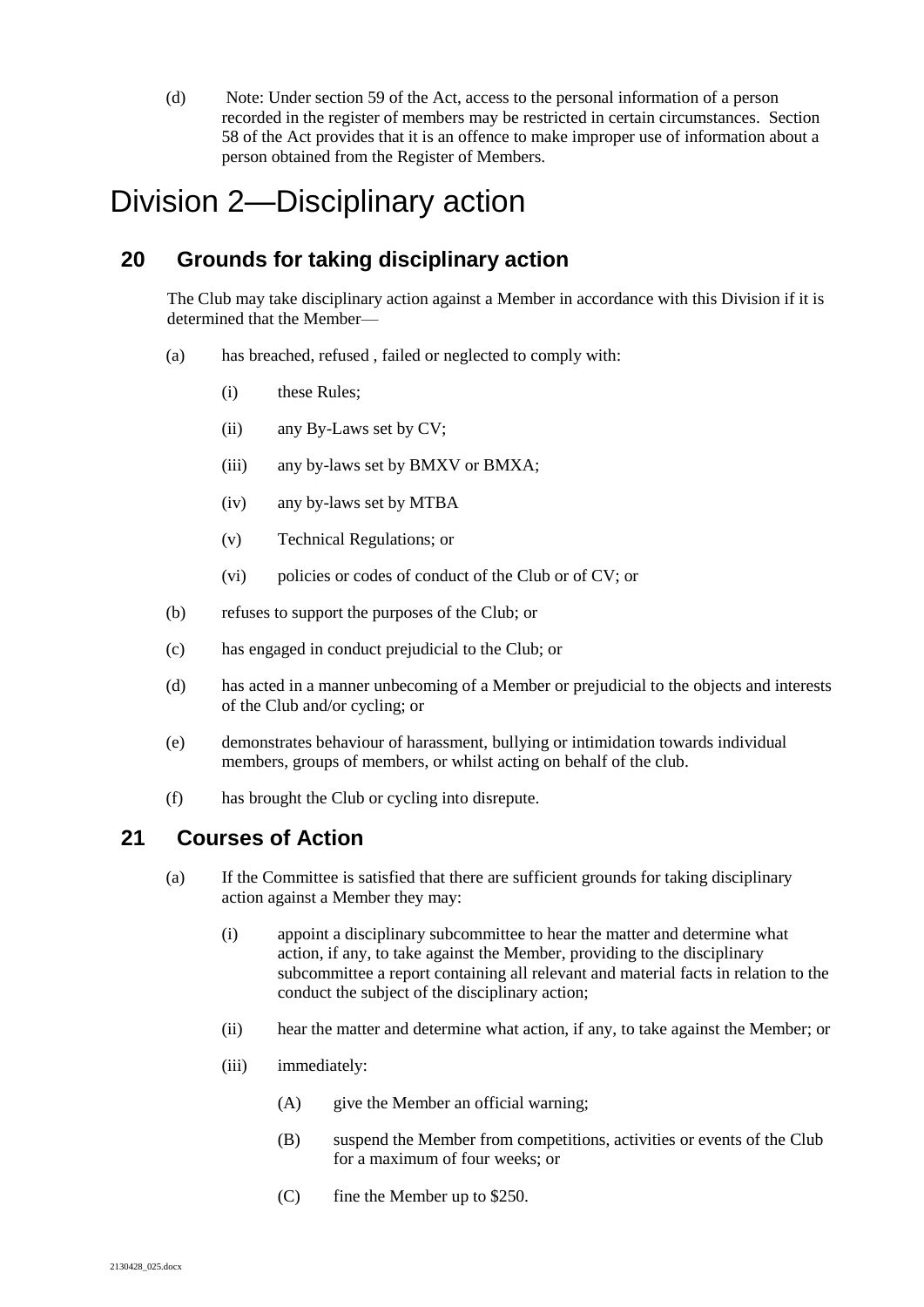(d) Note: Under section 59 of the Act, access to the personal information of a person recorded in the register of members may be restricted in certain circumstances. Section 58 of the Act provides that it is an offence to make improper use of information about a person obtained from the Register of Members.

# Division 2—Disciplinary action

## 20 Grounds for taking disciplinary action

The Club may take disciplinary action against a Member in accordance with this Division if it is determined that the Member—

(a) has breached, refused , failed or neglected to comply with:

   (i) these Rules;

   (ii) any By-Laws set by CV;

   (iii) any by-laws set by BMXV or BMXA;

   (iv) any by-laws set by MTBA

   (v) Technical Regulations; or

   (vi) policies or codes of conduct of the Club or of CV; or

(b) refuses to support the purposes of the Club; or

(c) has engaged in conduct prejudicial to the Club; or

(d) has acted in a manner unbecoming of a Member or prejudicial to the objects and interests of the Club and/or cycling; or

(e) demonstrates behaviour of harassment, bullying or intimidation towards individual members, groups of members, or whilst acting on behalf of the club.

(f) has brought the Club or cycling into disrepute.

## 21 Courses of Action

(a) If the Committee is satisfied that there are sufficient grounds for taking disciplinary action against a Member they may:

   (i) appoint a disciplinary subcommittee to hear the matter and determine what action, if any, to take against the Member, providing to the disciplinary subcommittee a report containing all relevant and material facts in relation to the conduct the subject of the disciplinary action;

   (ii) hear the matter and determine what action, if any, to take against the Member; or

   (iii) immediately:

      (A) give the Member an official warning;

      (B) suspend the Member from competitions, activities or events of the Club for a maximum of four weeks; or

      (C) fine the Member up to $250.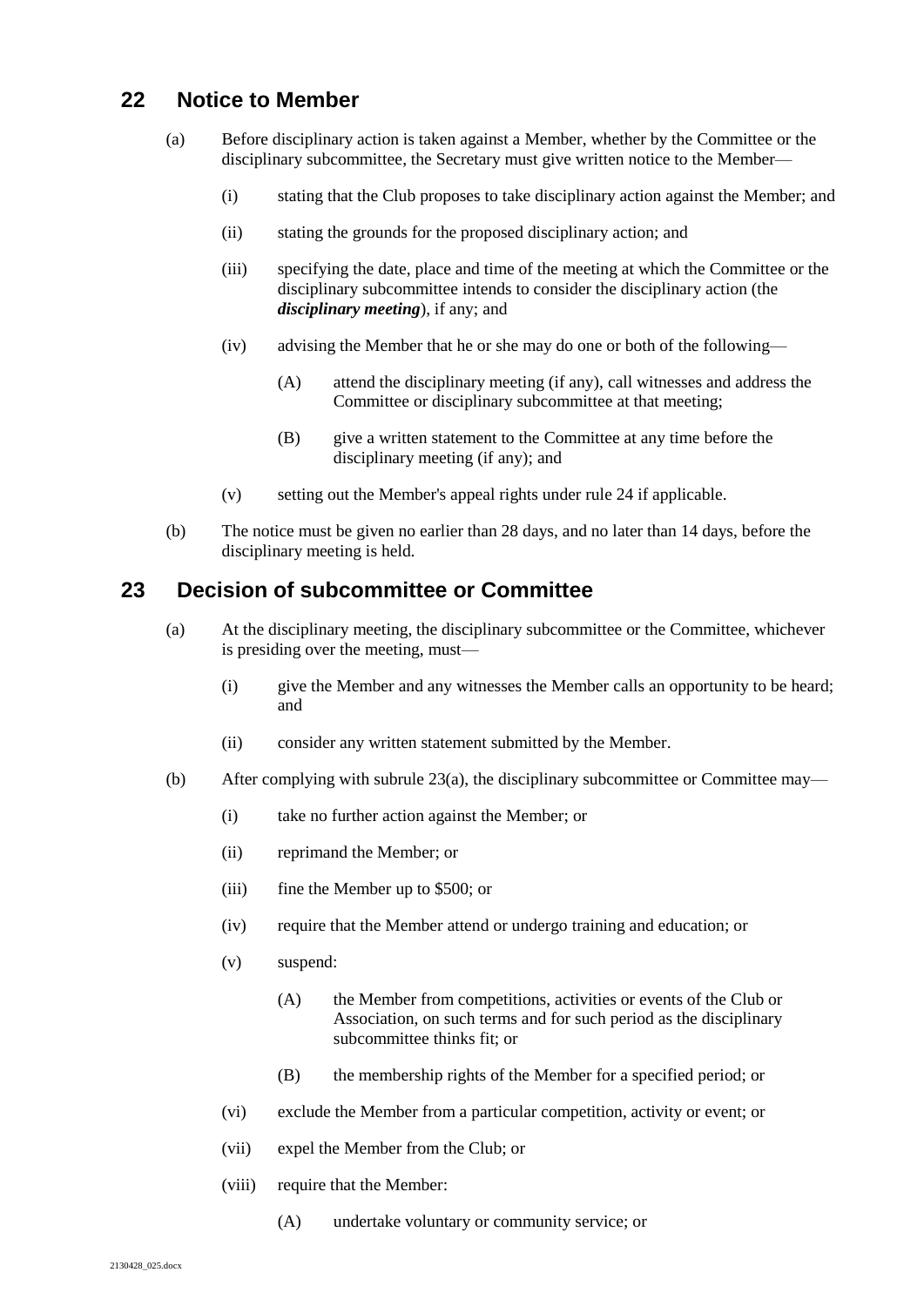## 22 Notice to Member

(a) Before disciplinary action is taken against a Member, whether by the Committee or the disciplinary subcommittee, the Secretary must give written notice to the Member—

(i) stating that the Club proposes to take disciplinary action against the Member; and

(ii) stating the grounds for the proposed disciplinary action; and

(iii) specifying the date, place and time of the meeting at which the Committee or the disciplinary subcommittee intends to consider the disciplinary action (the ***disciplinary meeting***), if any; and

(iv) advising the Member that he or she may do one or both of the following—

(A) attend the disciplinary meeting (if any), call witnesses and address the Committee or disciplinary subcommittee at that meeting;

(B) give a written statement to the Committee at any time before the disciplinary meeting (if any); and

(v) setting out the Member's appeal rights under rule 24 if applicable.

(b) The notice must be given no earlier than 28 days, and no later than 14 days, before the disciplinary meeting is held.

## 23 Decision of subcommittee or Committee

(a) At the disciplinary meeting, the disciplinary subcommittee or the Committee, whichever is presiding over the meeting, must—

(i) give the Member and any witnesses the Member calls an opportunity to be heard; and

(ii) consider any written statement submitted by the Member.

(b) After complying with subrule 23(a), the disciplinary subcommittee or Committee may—

(i) take no further action against the Member; or

(ii) reprimand the Member; or

(iii) fine the Member up to $500; or

(iv) require that the Member attend or undergo training and education; or

(v) suspend:

(A) the Member from competitions, activities or events of the Club or Association, on such terms and for such period as the disciplinary subcommittee thinks fit; or

(B) the membership rights of the Member for a specified period; or

(vi) exclude the Member from a particular competition, activity or event; or

(vii) expel the Member from the Club; or

(viii) require that the Member:

(A) undertake voluntary or community service; or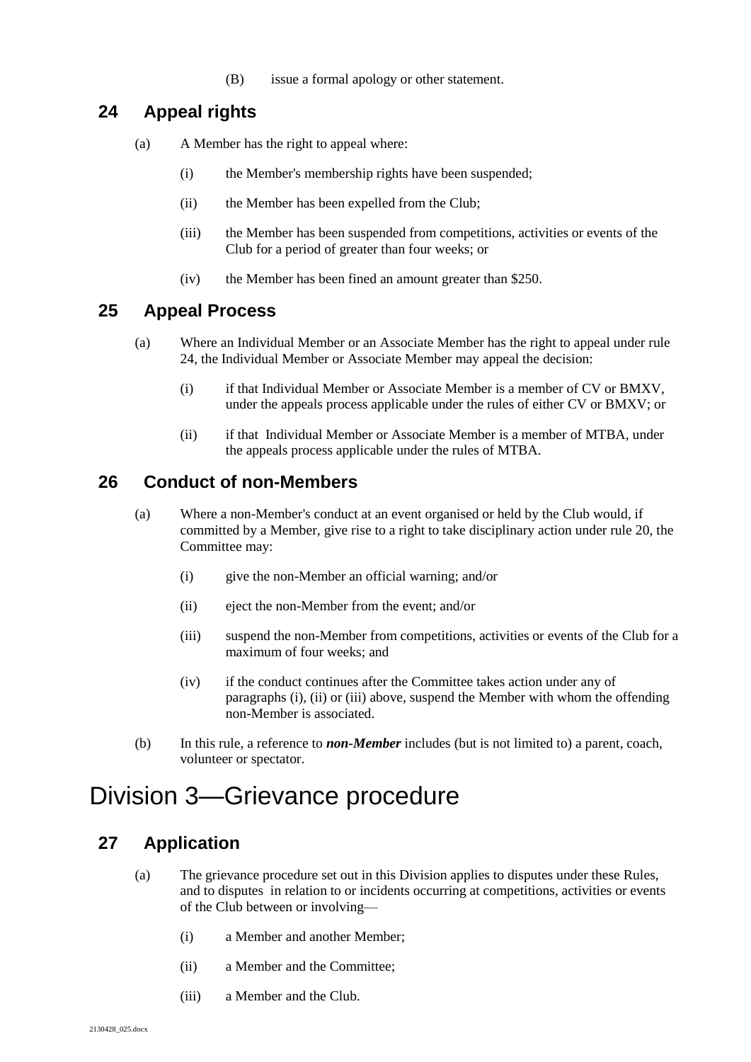(B) issue a formal apology or other statement.

## 24 Appeal rights

(a) A Member has the right to appeal where:

(i) the Member's membership rights have been suspended;

(ii) the Member has been expelled from the Club;

(iii) the Member has been suspended from competitions, activities or events of the Club for a period of greater than four weeks; or

(iv) the Member has been fined an amount greater than $250.

## 25 Appeal Process

(a) Where an Individual Member or an Associate Member has the right to appeal under rule 24, the Individual Member or Associate Member may appeal the decision:

(i) if that Individual Member or Associate Member is a member of CV or BMXV, under the appeals process applicable under the rules of either CV or BMXV; or

(ii) if that Individual Member or Associate Member is a member of MTBA, under the appeals process applicable under the rules of MTBA.

## 26 Conduct of non-Members

(a) Where a non-Member's conduct at an event organised or held by the Club would, if committed by a Member, give rise to a right to take disciplinary action under rule 20, the Committee may:

(i) give the non-Member an official warning; and/or

(ii) eject the non-Member from the event; and/or

(iii) suspend the non-Member from competitions, activities or events of the Club for a maximum of four weeks; and

(iv) if the conduct continues after the Committee takes action under any of paragraphs (i), (ii) or (iii) above, suspend the Member with whom the offending non-Member is associated.

(b) In this rule, a reference to ***non-Member*** includes (but is not limited to) a parent, coach, volunteer or spectator.

# Division 3—Grievance procedure

## 27 Application

(a) The grievance procedure set out in this Division applies to disputes under these Rules, and to disputes in relation to or incidents occurring at competitions, activities or events of the Club between or involving—

(i) a Member and another Member;

(ii) a Member and the Committee;

(iii) a Member and the Club.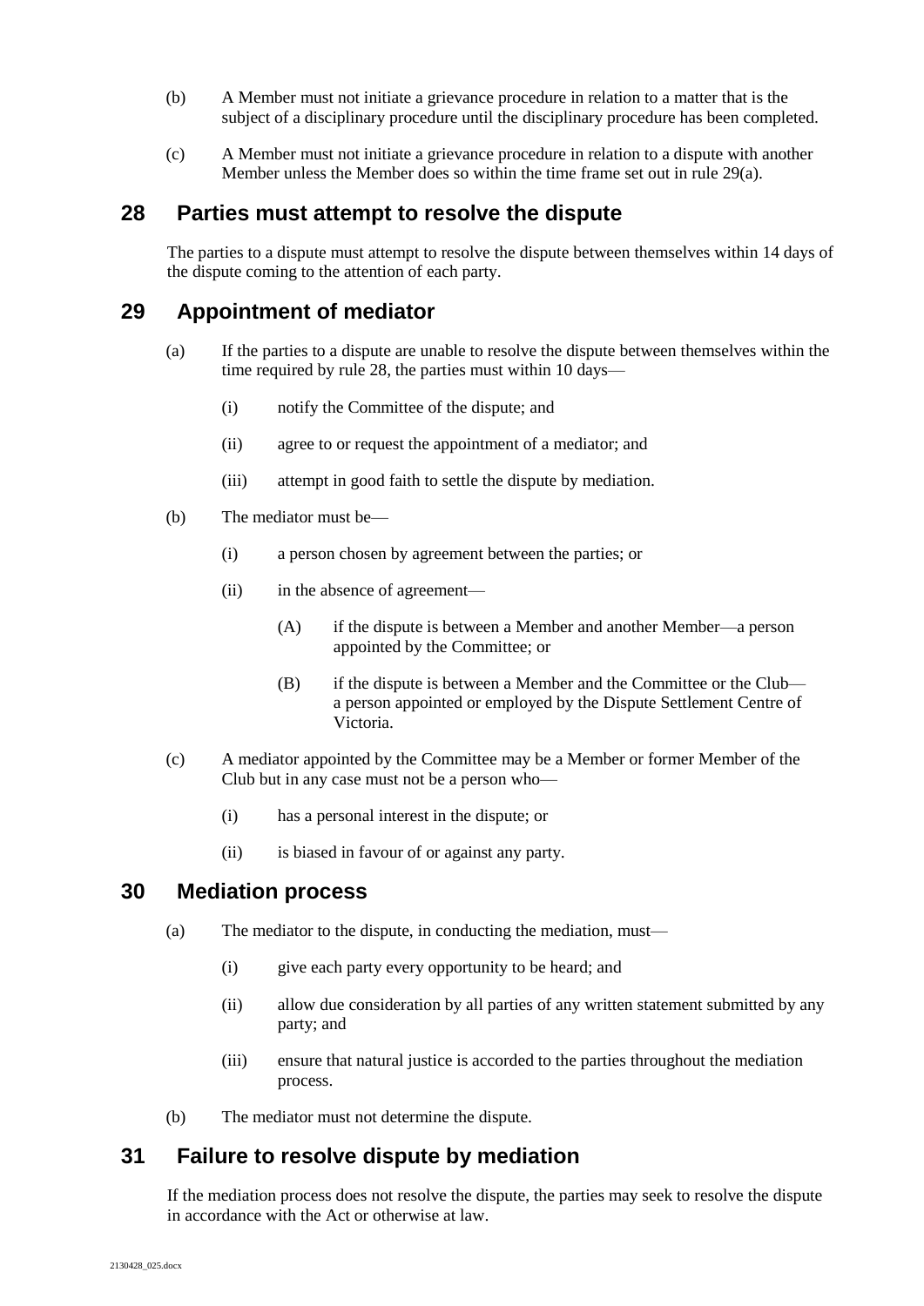(b) A Member must not initiate a grievance procedure in relation to a matter that is the subject of a disciplinary procedure until the disciplinary procedure has been completed.

(c) A Member must not initiate a grievance procedure in relation to a dispute with another Member unless the Member does so within the time frame set out in rule 29(a).

## 28 Parties must attempt to resolve the dispute

The parties to a dispute must attempt to resolve the dispute between themselves within 14 days of the dispute coming to the attention of each party.

## 29 Appointment of mediator

(a) If the parties to a dispute are unable to resolve the dispute between themselves within the time required by rule 28, the parties must within 10 days—

(i) notify the Committee of the dispute; and

(ii) agree to or request the appointment of a mediator; and

(iii) attempt in good faith to settle the dispute by mediation.

(b) The mediator must be—

(i) a person chosen by agreement between the parties; or

(ii) in the absence of agreement—

(A) if the dispute is between a Member and another Member—a person appointed by the Committee; or

(B) if the dispute is between a Member and the Committee or the Club—a person appointed or employed by the Dispute Settlement Centre of Victoria.

(c) A mediator appointed by the Committee may be a Member or former Member of the Club but in any case must not be a person who—

(i) has a personal interest in the dispute; or

(ii) is biased in favour of or against any party.

## 30 Mediation process

(a) The mediator to the dispute, in conducting the mediation, must—

(i) give each party every opportunity to be heard; and

(ii) allow due consideration by all parties of any written statement submitted by any party; and

(iii) ensure that natural justice is accorded to the parties throughout the mediation process.

(b) The mediator must not determine the dispute.

## 31 Failure to resolve dispute by mediation

If the mediation process does not resolve the dispute, the parties may seek to resolve the dispute in accordance with the Act or otherwise at law.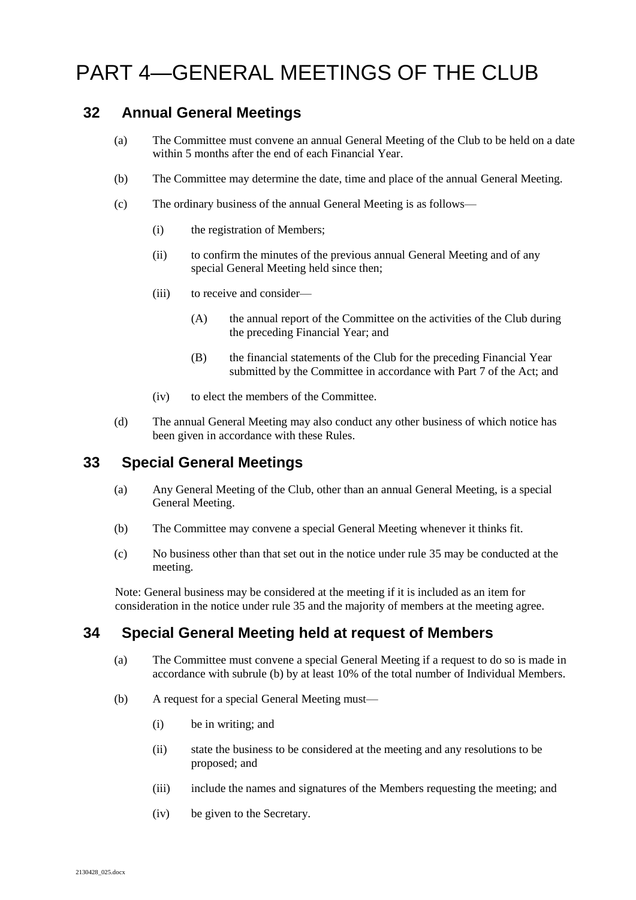# PART 4—GENERAL MEETINGS OF THE CLUB

## 32 Annual General Meetings

(a) The Committee must convene an annual General Meeting of the Club to be held on a date within 5 months after the end of each Financial Year.

(b) The Committee may determine the date, time and place of the annual General Meeting.

(c) The ordinary business of the annual General Meeting is as follows—

  (i) the registration of Members;

  (ii) to confirm the minutes of the previous annual General Meeting and of any special General Meeting held since then;

  (iii) to receive and consider—

    (A) the annual report of the Committee on the activities of the Club during the preceding Financial Year; and

    (B) the financial statements of the Club for the preceding Financial Year submitted by the Committee in accordance with Part 7 of the Act; and

  (iv) to elect the members of the Committee.

(d) The annual General Meeting may also conduct any other business of which notice has been given in accordance with these Rules.

## 33 Special General Meetings

(a) Any General Meeting of the Club, other than an annual General Meeting, is a special General Meeting.

(b) The Committee may convene a special General Meeting whenever it thinks fit.

(c) No business other than that set out in the notice under rule 35 may be conducted at the meeting.

Note: General business may be considered at the meeting if it is included as an item for consideration in the notice under rule 35 and the majority of members at the meeting agree.

## 34 Special General Meeting held at request of Members

(a) The Committee must convene a special General Meeting if a request to do so is made in accordance with subrule (b) by at least 10% of the total number of Individual Members.

(b) A request for a special General Meeting must—

  (i) be in writing; and

  (ii) state the business to be considered at the meeting and any resolutions to be proposed; and

  (iii) include the names and signatures of the Members requesting the meeting; and

  (iv) be given to the Secretary.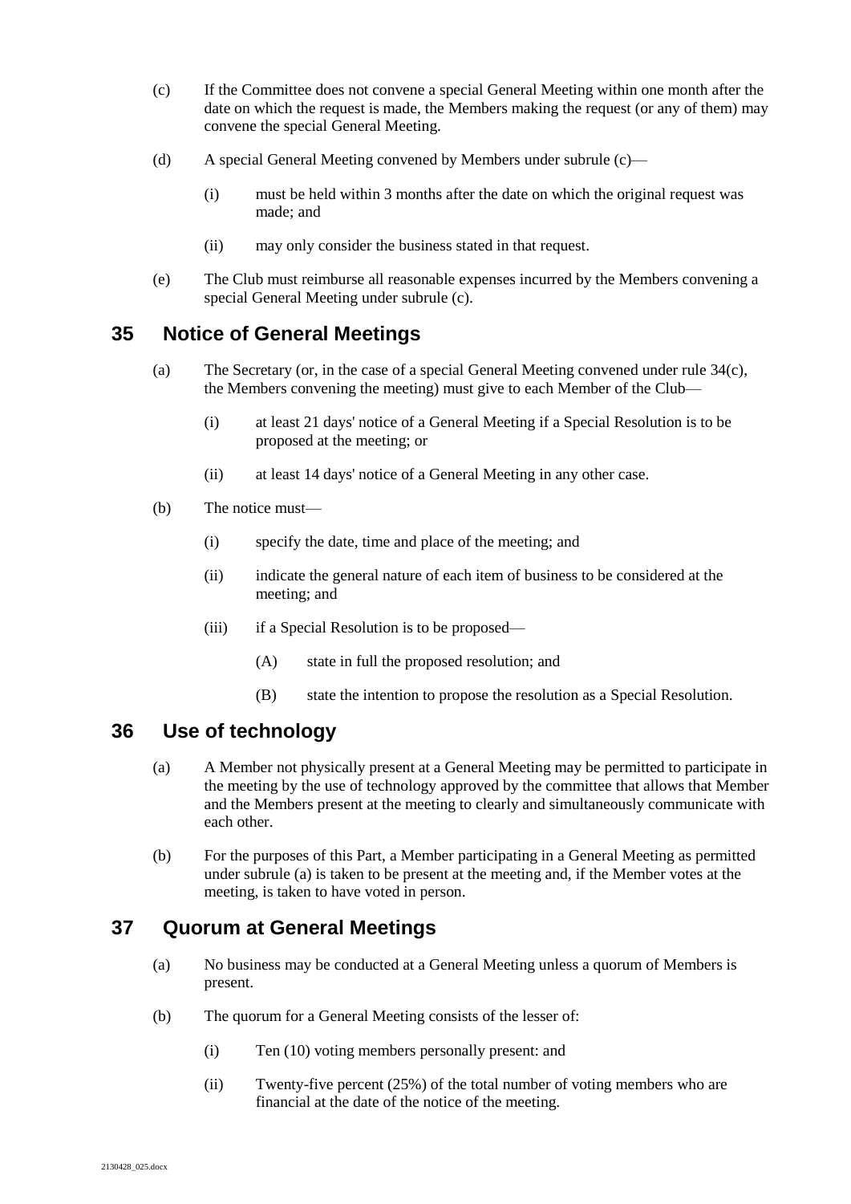(c) If the Committee does not convene a special General Meeting within one month after the date on which the request is made, the Members making the request (or any of them) may convene the special General Meeting.

(d) A special General Meeting convened by Members under subrule (c)—

(i) must be held within 3 months after the date on which the original request was made; and

(ii) may only consider the business stated in that request.

(e) The Club must reimburse all reasonable expenses incurred by the Members convening a special General Meeting under subrule (c).

## 35 Notice of General Meetings

(a) The Secretary (or, in the case of a special General Meeting convened under rule 34(c), the Members convening the meeting) must give to each Member of the Club—

(i) at least 21 days' notice of a General Meeting if a Special Resolution is to be proposed at the meeting; or

(ii) at least 14 days' notice of a General Meeting in any other case.

(b) The notice must—

(i) specify the date, time and place of the meeting; and

(ii) indicate the general nature of each item of business to be considered at the meeting; and

(iii) if a Special Resolution is to be proposed—

(A) state in full the proposed resolution; and

(B) state the intention to propose the resolution as a Special Resolution.

## 36 Use of technology

(a) A Member not physically present at a General Meeting may be permitted to participate in the meeting by the use of technology approved by the committee that allows that Member and the Members present at the meeting to clearly and simultaneously communicate with each other.

(b) For the purposes of this Part, a Member participating in a General Meeting as permitted under subrule (a) is taken to be present at the meeting and, if the Member votes at the meeting, is taken to have voted in person.

## 37 Quorum at General Meetings

(a) No business may be conducted at a General Meeting unless a quorum of Members is present.

(b) The quorum for a General Meeting consists of the lesser of:

(i) Ten (10) voting members personally present: and

(ii) Twenty-five percent (25%) of the total number of voting members who are financial at the date of the notice of the meeting.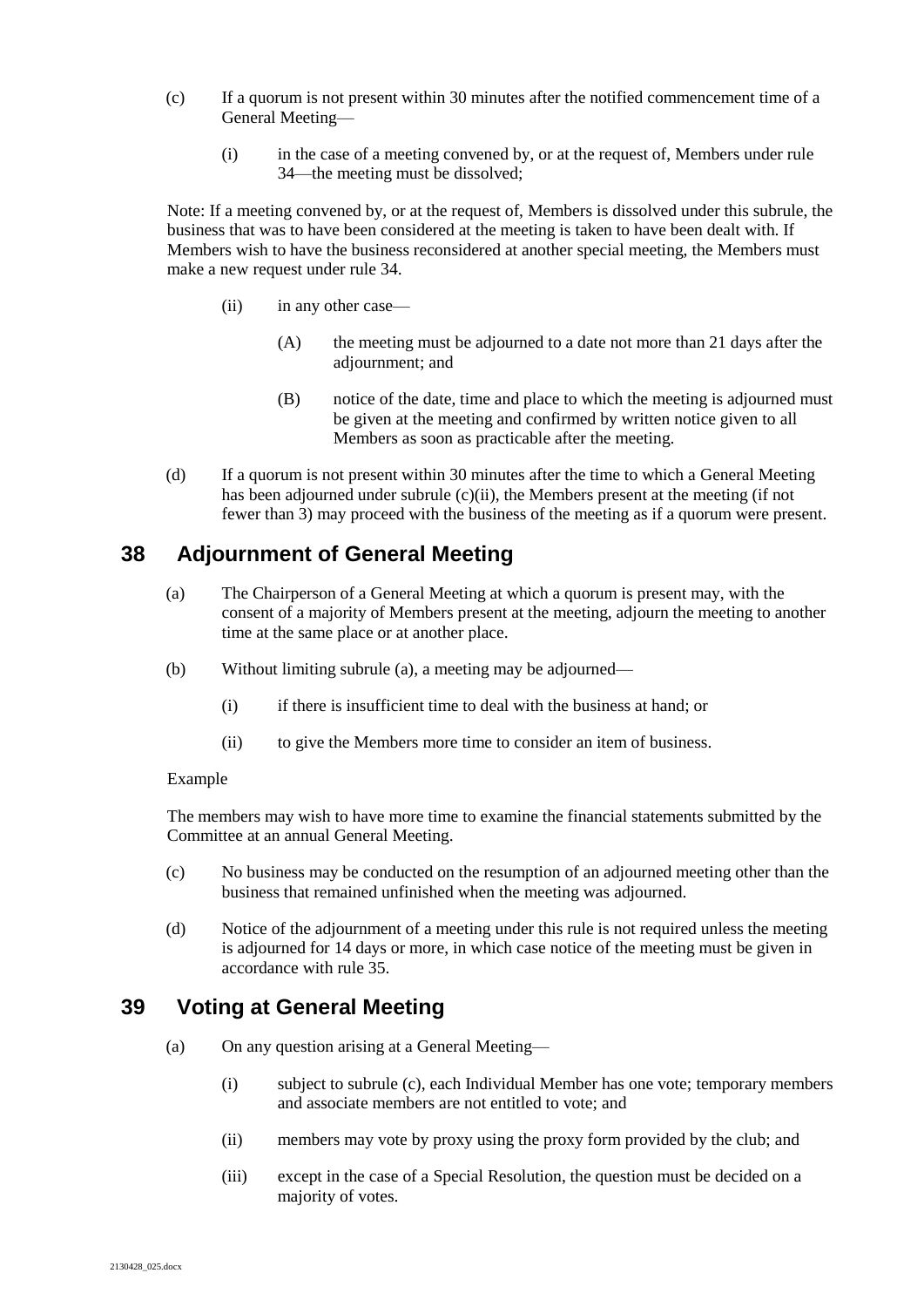(c) If a quorum is not present within 30 minutes after the notified commencement time of a General Meeting—

(i) in the case of a meeting convened by, or at the request of, Members under rule 34—the meeting must be dissolved;

Note: If a meeting convened by, or at the request of, Members is dissolved under this subrule, the business that was to have been considered at the meeting is taken to have been dealt with. If Members wish to have the business reconsidered at another special meeting, the Members must make a new request under rule 34.

(ii) in any other case—

(A) the meeting must be adjourned to a date not more than 21 days after the adjournment; and

(B) notice of the date, time and place to which the meeting is adjourned must be given at the meeting and confirmed by written notice given to all Members as soon as practicable after the meeting.

(d) If a quorum is not present within 30 minutes after the time to which a General Meeting has been adjourned under subrule (c)(ii), the Members present at the meeting (if not fewer than 3) may proceed with the business of the meeting as if a quorum were present.

## 38 Adjournment of General Meeting

(a) The Chairperson of a General Meeting at which a quorum is present may, with the consent of a majority of Members present at the meeting, adjourn the meeting to another time at the same place or at another place.

(b) Without limiting subrule (a), a meeting may be adjourned—

(i) if there is insufficient time to deal with the business at hand; or

(ii) to give the Members more time to consider an item of business.

Example

The members may wish to have more time to examine the financial statements submitted by the Committee at an annual General Meeting.

(c) No business may be conducted on the resumption of an adjourned meeting other than the business that remained unfinished when the meeting was adjourned.

(d) Notice of the adjournment of a meeting under this rule is not required unless the meeting is adjourned for 14 days or more, in which case notice of the meeting must be given in accordance with rule 35.

## 39 Voting at General Meeting

(a) On any question arising at a General Meeting—

(i) subject to subrule (c), each Individual Member has one vote; temporary members and associate members are not entitled to vote; and

(ii) members may vote by proxy using the proxy form provided by the club; and

(iii) except in the case of a Special Resolution, the question must be decided on a majority of votes.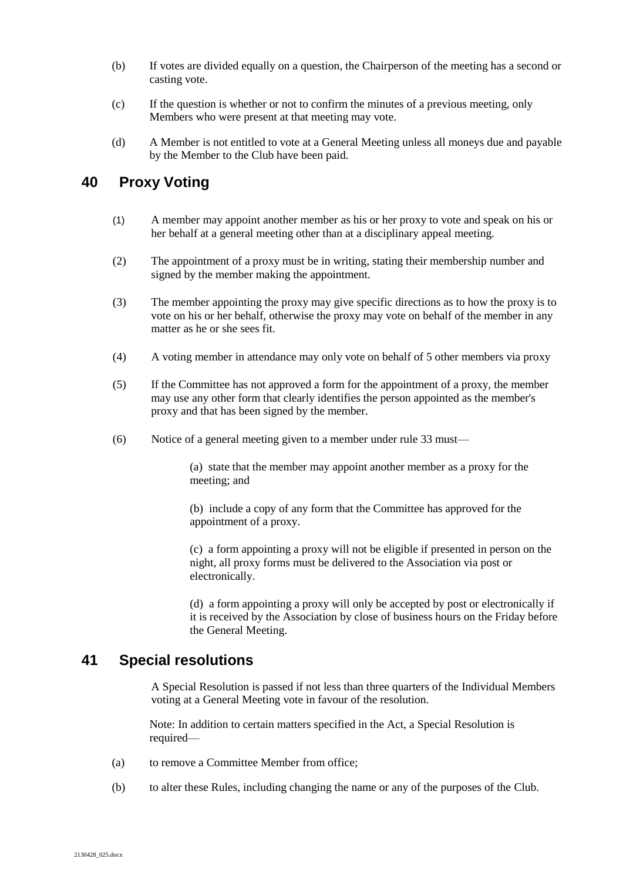(b) If votes are divided equally on a question, the Chairperson of the meeting has a second or casting vote.

(c) If the question is whether or not to confirm the minutes of a previous meeting, only Members who were present at that meeting may vote.

(d) A Member is not entitled to vote at a General Meeting unless all moneys due and payable by the Member to the Club have been paid.

## 40 Proxy Voting

(1) A member may appoint another member as his or her proxy to vote and speak on his or her behalf at a general meeting other than at a disciplinary appeal meeting.

(2) The appointment of a proxy must be in writing, stating their membership number and signed by the member making the appointment.

(3) The member appointing the proxy may give specific directions as to how the proxy is to vote on his or her behalf, otherwise the proxy may vote on behalf of the member in any matter as he or she sees fit.

(4) A voting member in attendance may only vote on behalf of 5 other members via proxy

(5) If the Committee has not approved a form for the appointment of a proxy, the member may use any other form that clearly identifies the person appointed as the member's proxy and that has been signed by the member.

(6) Notice of a general meeting given to a member under rule 33 must—

(a) state that the member may appoint another member as a proxy for the meeting; and

(b) include a copy of any form that the Committee has approved for the appointment of a proxy.

(c) a form appointing a proxy will not be eligible if presented in person on the night, all proxy forms must be delivered to the Association via post or electronically.

(d) a form appointing a proxy will only be accepted by post or electronically if it is received by the Association by close of business hours on the Friday before the General Meeting.

## 41 Special resolutions

A Special Resolution is passed if not less than three quarters of the Individual Members voting at a General Meeting vote in favour of the resolution.

Note: In addition to certain matters specified in the Act, a Special Resolution is required—

(a) to remove a Committee Member from office;

(b) to alter these Rules, including changing the name or any of the purposes of the Club.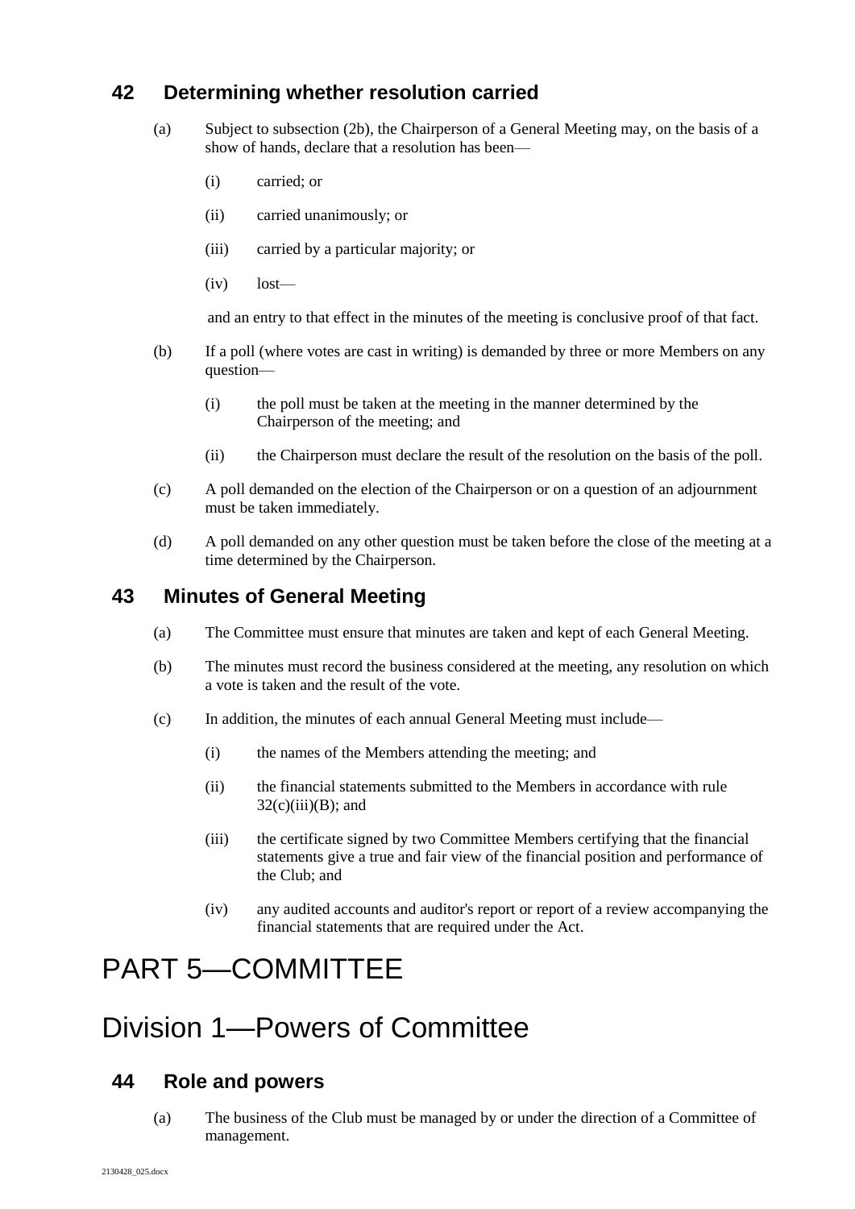## 42 Determining whether resolution carried

(a) Subject to subsection (2b), the Chairperson of a General Meeting may, on the basis of a show of hands, declare that a resolution has been—

(i) carried; or

(ii) carried unanimously; or

(iii) carried by a particular majority; or

(iv) lost—

and an entry to that effect in the minutes of the meeting is conclusive proof of that fact.

(b) If a poll (where votes are cast in writing) is demanded by three or more Members on any question—

(i) the poll must be taken at the meeting in the manner determined by the Chairperson of the meeting; and

(ii) the Chairperson must declare the result of the resolution on the basis of the poll.

(c) A poll demanded on the election of the Chairperson or on a question of an adjournment must be taken immediately.

(d) A poll demanded on any other question must be taken before the close of the meeting at a time determined by the Chairperson.

## 43 Minutes of General Meeting

(a) The Committee must ensure that minutes are taken and kept of each General Meeting.

(b) The minutes must record the business considered at the meeting, any resolution on which a vote is taken and the result of the vote.

(c) In addition, the minutes of each annual General Meeting must include—

(i) the names of the Members attending the meeting; and

(ii) the financial statements submitted to the Members in accordance with rule 32(c)(iii)(B); and

(iii) the certificate signed by two Committee Members certifying that the financial statements give a true and fair view of the financial position and performance of the Club; and

(iv) any audited accounts and auditor's report or report of a review accompanying the financial statements that are required under the Act.

# PART 5—COMMITTEE

# Division 1—Powers of Committee

## 44 Role and powers

(a) The business of the Club must be managed by or under the direction of a Committee of management.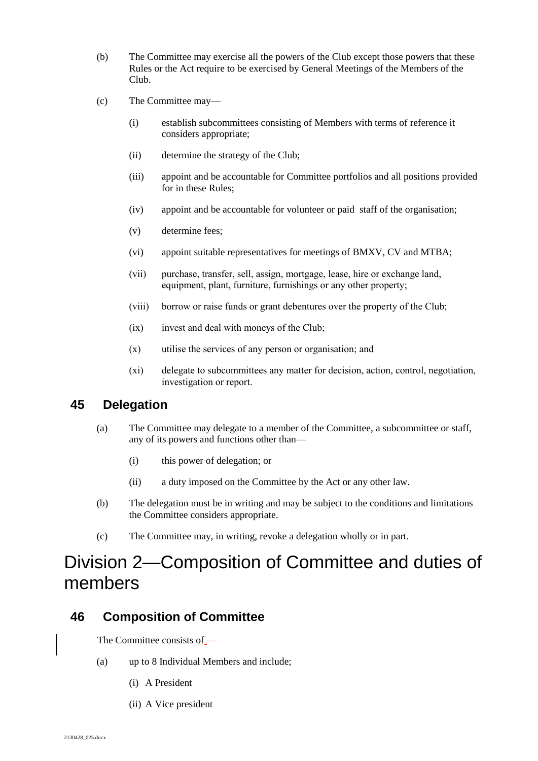(b) The Committee may exercise all the powers of the Club except those powers that these Rules or the Act require to be exercised by General Meetings of the Members of the Club.

(c) The Committee may—

(i) establish subcommittees consisting of Members with terms of reference it considers appropriate;

(ii) determine the strategy of the Club;

(iii) appoint and be accountable for Committee portfolios and all positions provided for in these Rules;

(iv) appoint and be accountable for volunteer or paid staff of the organisation;

(v) determine fees;

(vi) appoint suitable representatives for meetings of BMXV, CV and MTBA;

(vii) purchase, transfer, sell, assign, mortgage, lease, hire or exchange land, equipment, plant, furniture, furnishings or any other property;

(viii) borrow or raise funds or grant debentures over the property of the Club;

(ix) invest and deal with moneys of the Club;

(x) utilise the services of any person or organisation; and

(xi) delegate to subcommittees any matter for decision, action, control, negotiation, investigation or report.

## 45 Delegation

(a) The Committee may delegate to a member of the Committee, a subcommittee or staff, any of its powers and functions other than—

(i) this power of delegation; or

(ii) a duty imposed on the Committee by the Act or any other law.

(b) The delegation must be in writing and may be subject to the conditions and limitations the Committee considers appropriate.

(c) The Committee may, in writing, revoke a delegation wholly or in part.

# Division 2—Composition of Committee and duties of members

## 46 Composition of Committee

The Committee consists of —

(a) up to 8 Individual Members and include;

(i) A President

(ii) A Vice president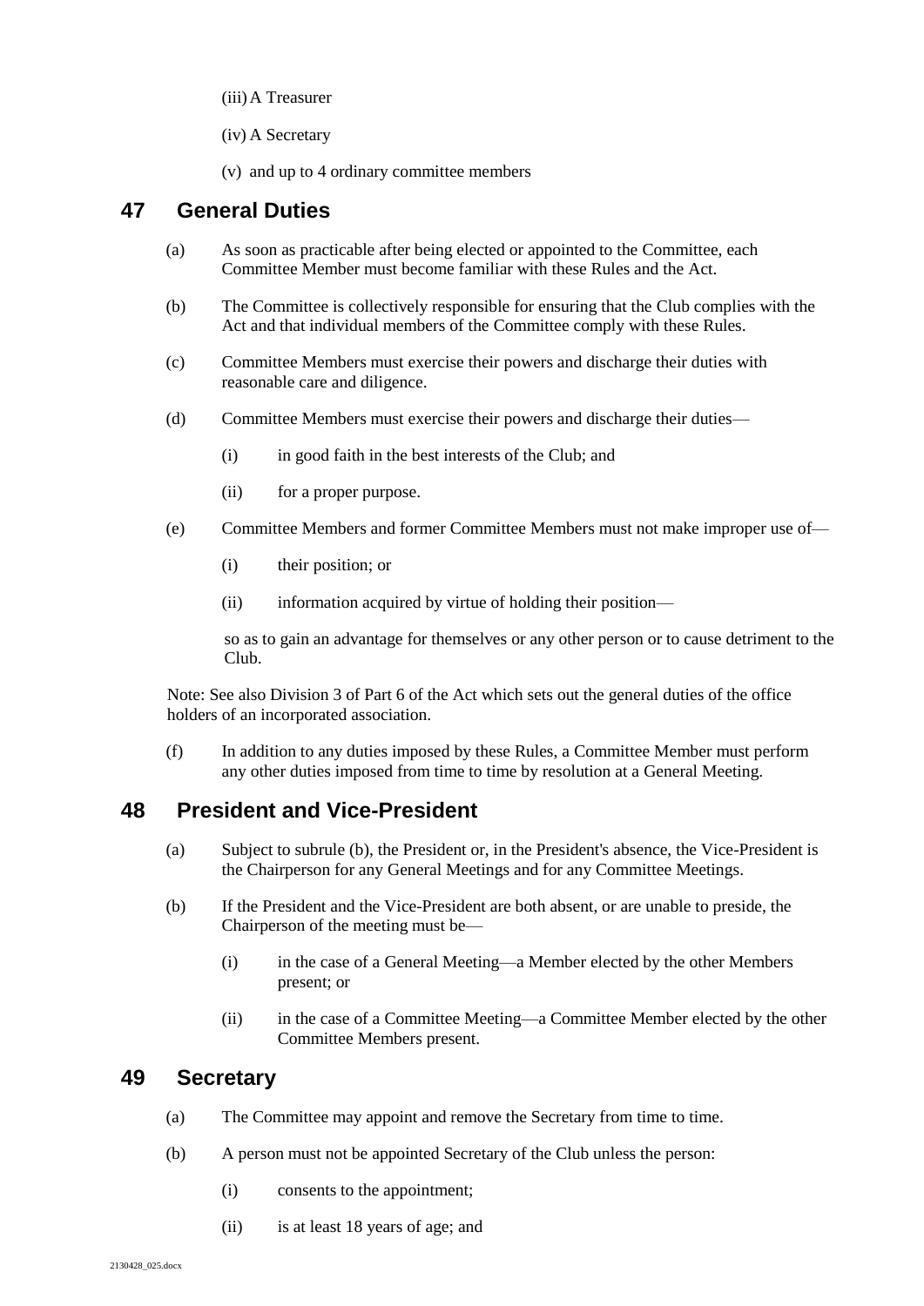(iii) A Treasurer

(iv) A Secretary

(v) and up to 4 ordinary committee members

## 47 General Duties

(a) As soon as practicable after being elected or appointed to the Committee, each Committee Member must become familiar with these Rules and the Act.

(b) The Committee is collectively responsible for ensuring that the Club complies with the Act and that individual members of the Committee comply with these Rules.

(c) Committee Members must exercise their powers and discharge their duties with reasonable care and diligence.

(d) Committee Members must exercise their powers and discharge their duties—

(i) in good faith in the best interests of the Club; and

(ii) for a proper purpose.

(e) Committee Members and former Committee Members must not make improper use of—

(i) their position; or

(ii) information acquired by virtue of holding their position—

so as to gain an advantage for themselves or any other person or to cause detriment to the Club.

Note: See also Division 3 of Part 6 of the Act which sets out the general duties of the office holders of an incorporated association.

(f) In addition to any duties imposed by these Rules, a Committee Member must perform any other duties imposed from time to time by resolution at a General Meeting.

## 48 President and Vice-President

(a) Subject to subrule (b), the President or, in the President's absence, the Vice-President is the Chairperson for any General Meetings and for any Committee Meetings.

(b) If the President and the Vice-President are both absent, or are unable to preside, the Chairperson of the meeting must be—

(i) in the case of a General Meeting—a Member elected by the other Members present; or

(ii) in the case of a Committee Meeting—a Committee Member elected by the other Committee Members present.

## 49 Secretary

(a) The Committee may appoint and remove the Secretary from time to time.

(b) A person must not be appointed Secretary of the Club unless the person:

(i) consents to the appointment;

(ii) is at least 18 years of age; and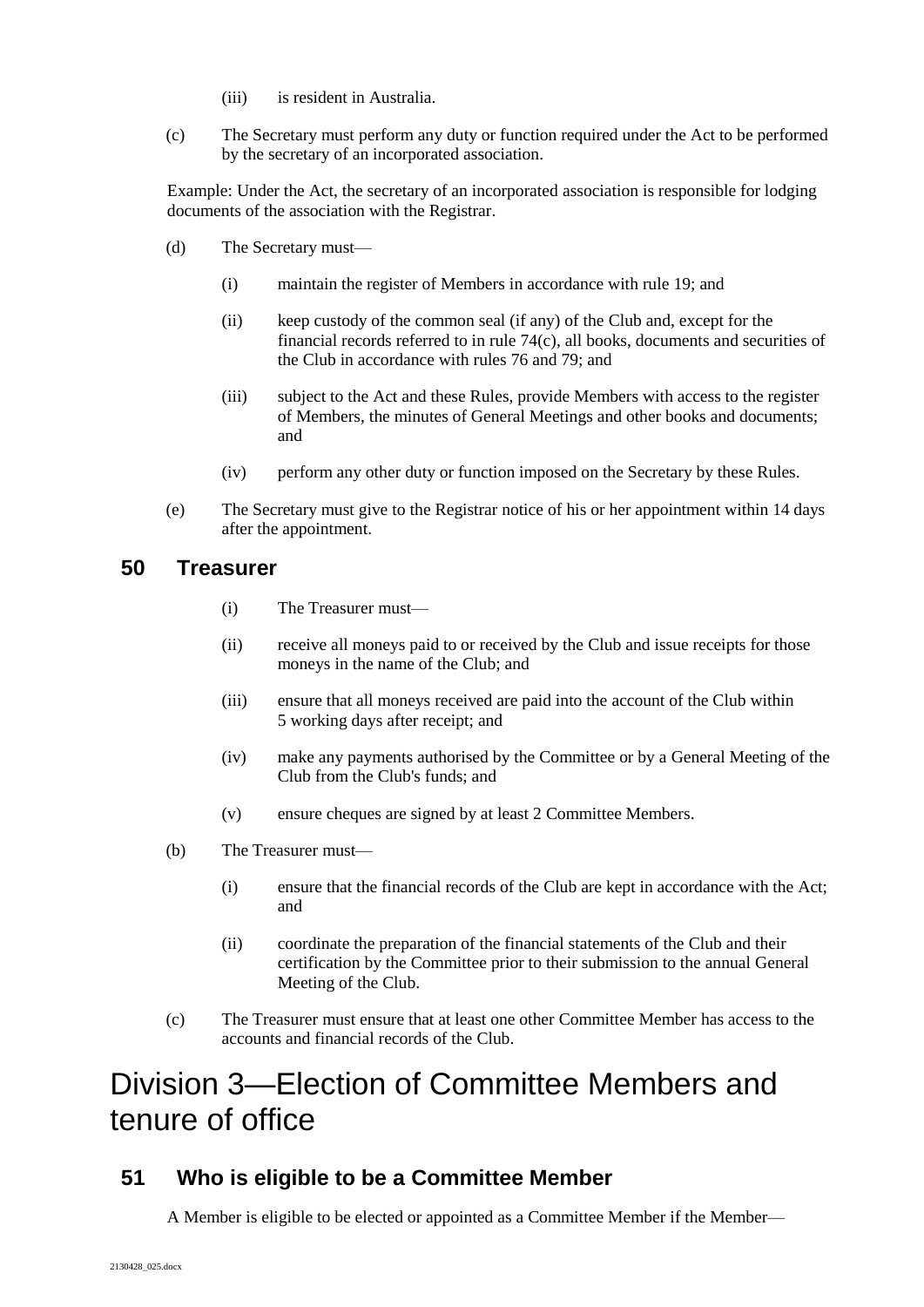(iii) is resident in Australia.

(c) The Secretary must perform any duty or function required under the Act to be performed by the secretary of an incorporated association.

Example: Under the Act, the secretary of an incorporated association is responsible for lodging documents of the association with the Registrar.

(d) The Secretary must—

(i) maintain the register of Members in accordance with rule 19; and

(ii) keep custody of the common seal (if any) of the Club and, except for the financial records referred to in in rule 74(c), all books, documents and securities of the Club in accordance with rules 76 and 79; and

(iii) subject to the Act and these Rules, provide Members with access to the register of Members, the minutes of General Meetings and other books and documents; and

(iv) perform any other duty or function imposed on the Secretary by these Rules.

(e) The Secretary must give to the Registrar notice of his or her appointment within 14 days after the appointment.

## 50 Treasurer

(i) The Treasurer must—

(ii) receive all moneys paid to or received by the Club and issue receipts for those moneys in the name of the Club; and

(iii) ensure that all moneys received are paid into the account of the Club within 5 working days after receipt; and

(iv) make any payments authorised by the Committee or by a General Meeting of the Club from the Club's funds; and

(v) ensure cheques are signed by at least 2 Committee Members.

(b) The Treasurer must—

(i) ensure that the financial records of the Club are kept in accordance with the Act; and

(ii) coordinate the preparation of the financial statements of the Club and their certification by the Committee prior to their submission to the annual General Meeting of the Club.

(c) The Treasurer must ensure that at least one other Committee Member has access to the accounts and financial records of the Club.

# Division 3—Election of Committee Members and tenure of office

## 51 Who is eligible to be a Committee Member

A Member is eligible to be elected or appointed as a Committee Member if the Member—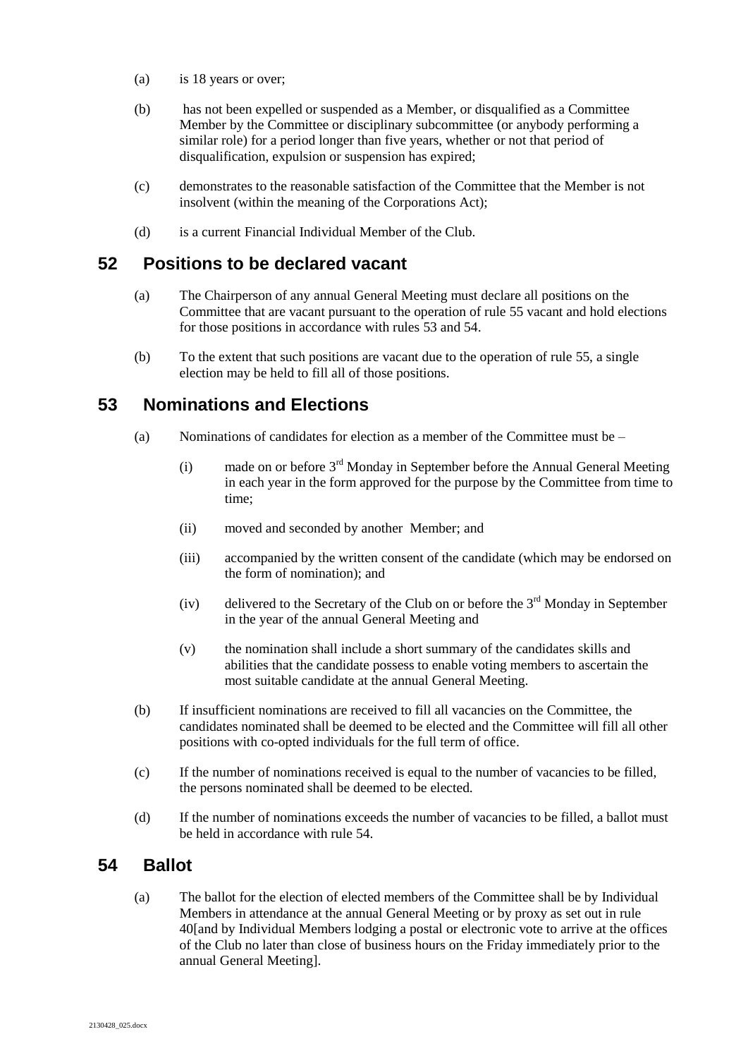(a) is 18 years or over;

(b) has not been expelled or suspended as a Member, or disqualified as a Committee Member by the Committee or disciplinary subcommittee (or anybody performing a similar role) for a period longer than five years, whether or not that period of disqualification, expulsion or suspension has expired;

(c) demonstrates to the reasonable satisfaction of the Committee that the Member is not insolvent (within the meaning of the Corporations Act);

(d) is a current Financial Individual Member of the Club.

## 52 Positions to be declared vacant

(a) The Chairperson of any annual General Meeting must declare all positions on the Committee that are vacant pursuant to the operation of rule 55 vacant and hold elections for those positions in accordance with rules 53 and 54.

(b) To the extent that such positions are vacant due to the operation of rule 55, a single election may be held to fill all of those positions.

## 53 Nominations and Elections

(a) Nominations of candidates for election as a member of the Committee must be –

(i) made on or before 3rd Monday in September before the Annual General Meeting in each year in the form approved for the purpose by the Committee from time to time;

(ii) moved and seconded by another Member; and

(iii) accompanied by the written consent of the candidate (which may be endorsed on the form of nomination); and

(iv) delivered to the Secretary of the Club on or before the 3rd Monday in September in the year of the annual General Meeting and

(v) the nomination shall include a short summary of the candidates skills and abilities that the candidate possess to enable voting members to ascertain the most suitable candidate at the annual General Meeting.

(b) If insufficient nominations are received to fill all vacancies on the Committee, the candidates nominated shall be deemed to be elected and the Committee will fill all other positions with co-opted individuals for the full term of office.

(c) If the number of nominations received is equal to the number of vacancies to be filled, the persons nominated shall be deemed to be elected.

(d) If the number of nominations exceeds the number of vacancies to be filled, a ballot must be held in accordance with rule 54.

## 54 Ballot

(a) The ballot for the election of elected members of the Committee shall be by Individual Members in attendance at the annual General Meeting or by proxy as set out in rule 40[and by Individual Members lodging a postal or electronic vote to arrive at the offices of the Club no later than close of business hours on the Friday immediately prior to the annual General Meeting].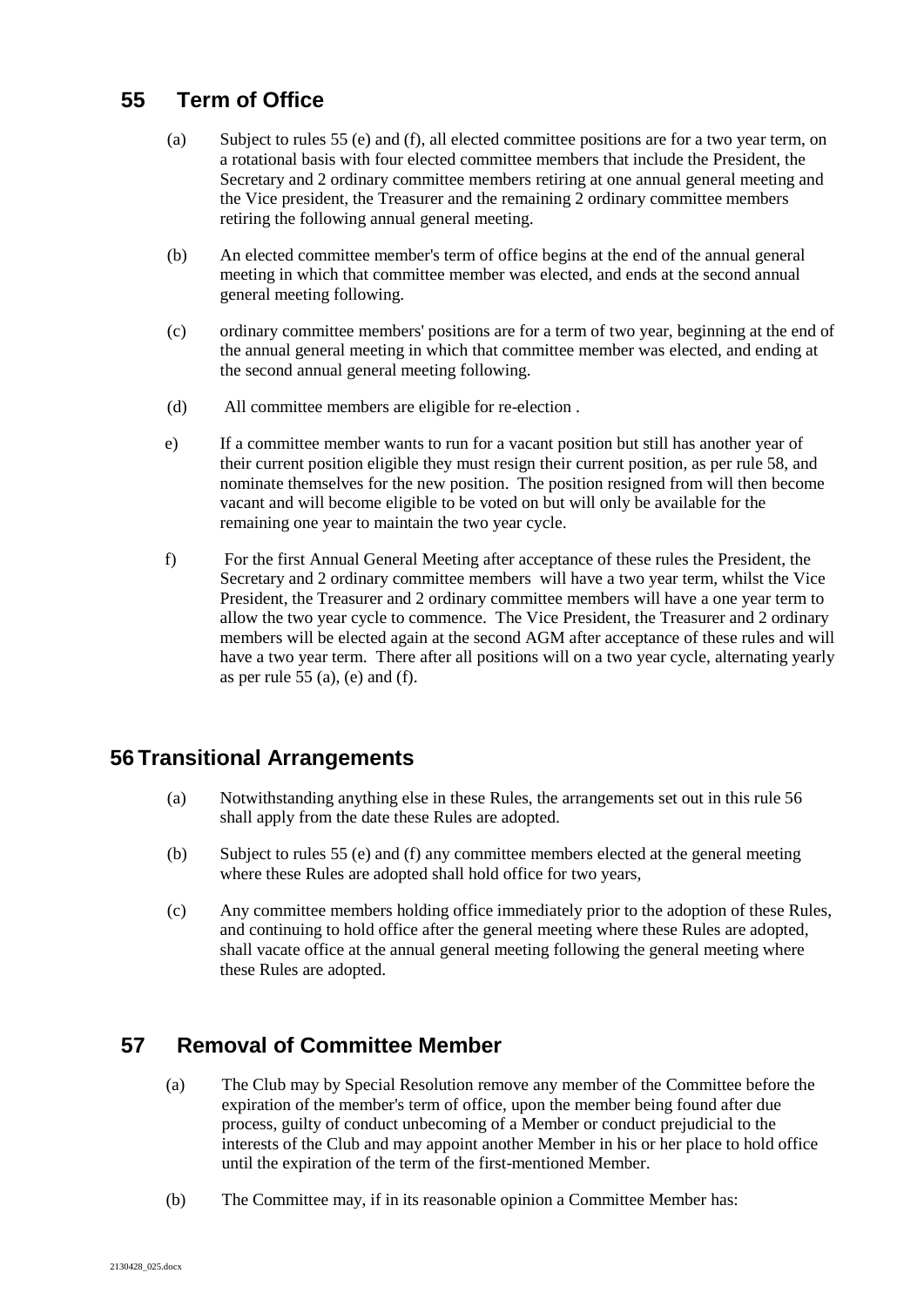## 55 Term of Office

(a) Subject to rules 55 (e) and (f), all elected committee positions are for a two year term, on a rotational basis with four elected committee members that include the President, the Secretary and 2 ordinary committee members retiring at one annual general meeting and the Vice president, the Treasurer and the remaining 2 ordinary committee members retiring the following annual general meeting.

(b) An elected committee member's term of office begins at the end of the annual general meeting in which that committee member was elected, and ends at the second annual general meeting following.

(c) ordinary committee members' positions are for a term of two year, beginning at the end of the annual general meeting in which that committee member was elected, and ending at the second annual general meeting following.

(d) All committee members are eligible for re-election .

e) If a committee member wants to run for a vacant position but still has another year of their current position eligible they must resign their current position, as per rule 58, and nominate themselves for the new position. The position resigned from will then become vacant and will become eligible to be voted on but will only be available for the remaining one year to maintain the two year cycle.

f) For the first Annual General Meeting after acceptance of these rules the President, the Secretary and 2 ordinary committee members will have a two year term, whilst the Vice President, the Treasurer and 2 ordinary committee members will have a one year term to allow the two year cycle to commence. The Vice President, the Treasurer and 2 ordinary members will be elected again at the second AGM after acceptance of these rules and will have a two year term. There after all positions will on a two year cycle, alternating yearly as per rule 55 (a), (e) and (f).

## 56 Transitional Arrangements

(a) Notwithstanding anything else in these Rules, the arrangements set out in this rule 56 shall apply from the date these Rules are adopted.

(b) Subject to rules 55 (e) and (f) any committee members elected at the general meeting where these Rules are adopted shall hold office for two years,

(c) Any committee members holding office immediately prior to the adoption of these Rules, and continuing to hold office after the general meeting where these Rules are adopted, shall vacate office at the annual general meeting following the general meeting where these Rules are adopted.

## 57 Removal of Committee Member

(a) The Club may by Special Resolution remove any member of the Committee before the expiration of the member's term of office, upon the member being found after due process, guilty of conduct unbecoming of a Member or conduct prejudicial to the interests of the Club and may appoint another Member in his or her place to hold office until the expiration of the term of the first-mentioned Member.

(b) The Committee may, if in its reasonable opinion a Committee Member has: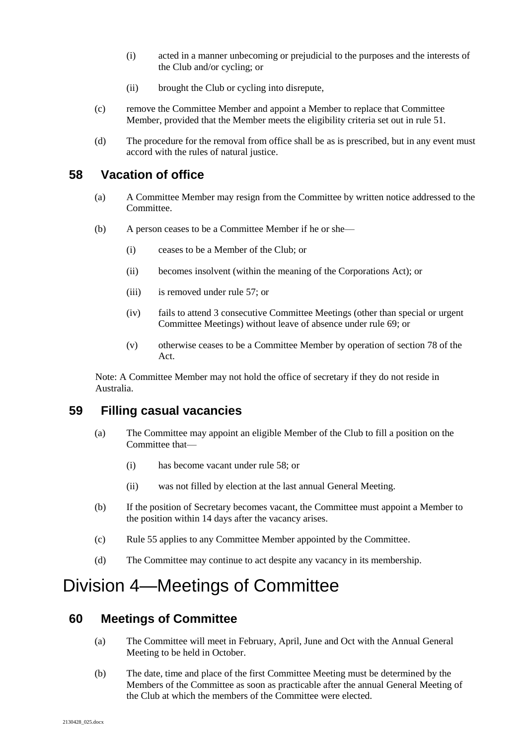(i) acted in a manner unbecoming or prejudicial to the purposes and the interests of the Club and/or cycling; or

(ii) brought the Club or cycling into disrepute,

(c) remove the Committee Member and appoint a Member to replace that Committee Member, provided that the Member meets the eligibility criteria set out in rule 51.

(d) The procedure for the removal from office shall be as is prescribed, but in any event must accord with the rules of natural justice.

## 58 Vacation of office

(a) A Committee Member may resign from the Committee by written notice addressed to the Committee.

(b) A person ceases to be a Committee Member if he or she—

(i) ceases to be a Member of the Club; or

(ii) becomes insolvent (within the meaning of the Corporations Act); or

(iii) is removed under rule 57; or

(iv) fails to attend 3 consecutive Committee Meetings (other than special or urgent Committee Meetings) without leave of absence under rule 69; or

(v) otherwise ceases to be a Committee Member by operation of section 78 of the Act.

Note: A Committee Member may not hold the office of secretary if they do not reside in Australia.

## 59 Filling casual vacancies

(a) The Committee may appoint an eligible Member of the Club to fill a position on the Committee that—

(i) has become vacant under rule 58; or

(ii) was not filled by election at the last annual General Meeting.

(b) If the position of Secretary becomes vacant, the Committee must appoint a Member to the position within 14 days after the vacancy arises.

(c) Rule 55 applies to any Committee Member appointed by the Committee.

(d) The Committee may continue to act despite any vacancy in its membership.

# Division 4—Meetings of Committee

## 60 Meetings of Committee

(a) The Committee will meet in February, April, June and Oct with the Annual General Meeting to be held in October.

(b) The date, time and place of the first Committee Meeting must be determined by the Members of the Committee as soon as practicable after the annual General Meeting of the Club at which the members of the Committee were elected.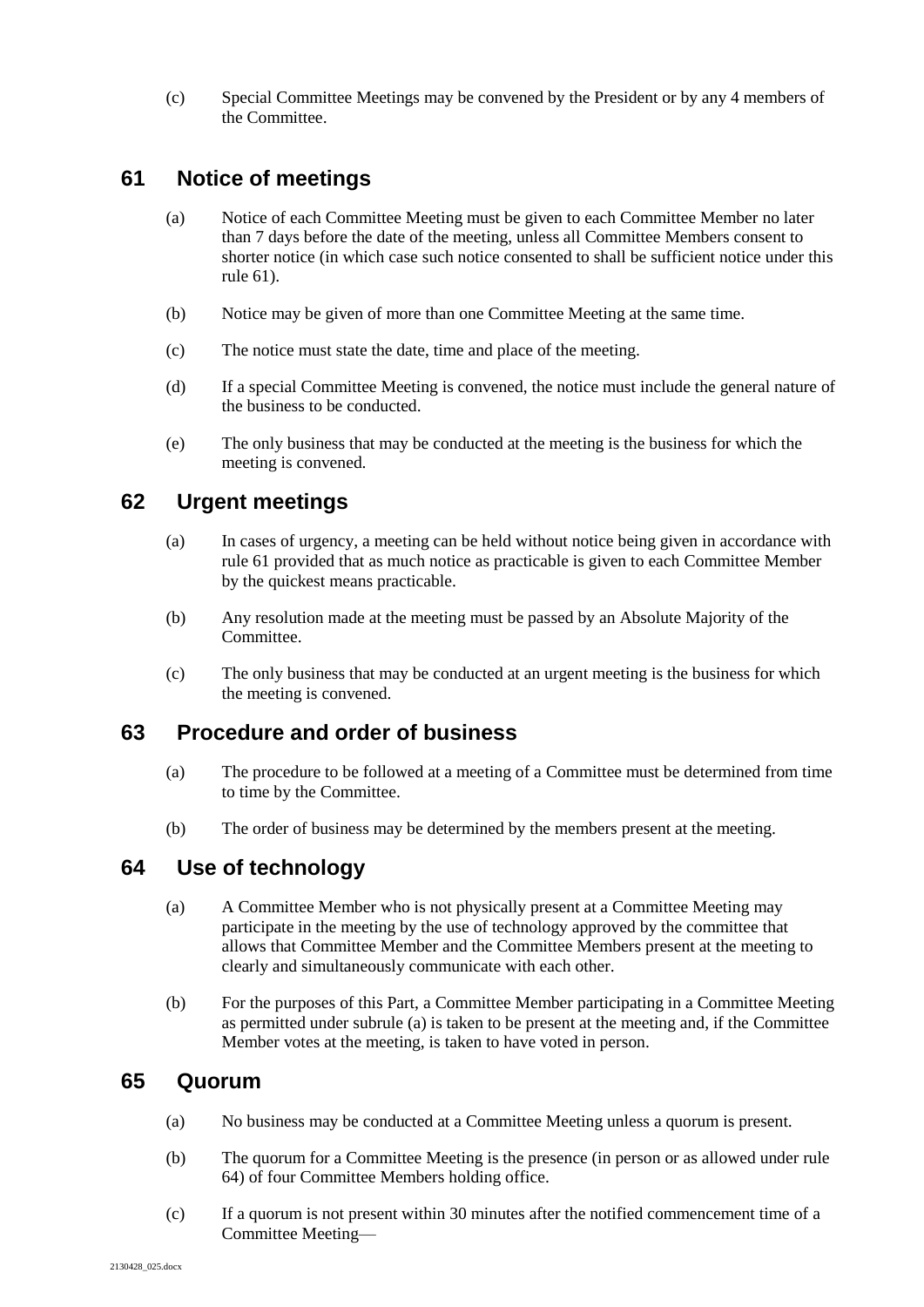(c) Special Committee Meetings may be convened by the President or by any 4 members of the Committee.

## 61 Notice of meetings

(a) Notice of each Committee Meeting must be given to each Committee Member no later than 7 days before the date of the meeting, unless all Committee Members consent to shorter notice (in which case such notice consented to shall be sufficient notice under this rule 61).

(b) Notice may be given of more than one Committee Meeting at the same time.

(c) The notice must state the date, time and place of the meeting.

(d) If a special Committee Meeting is convened, the notice must include the general nature of the business to be conducted.

(e) The only business that may be conducted at the meeting is the business for which the meeting is convened.

## 62 Urgent meetings

(a) In cases of urgency, a meeting can be held without notice being given in accordance with rule 61 provided that as much notice as practicable is given to each Committee Member by the quickest means practicable.

(b) Any resolution made at the meeting must be passed by an Absolute Majority of the Committee.

(c) The only business that may be conducted at an urgent meeting is the business for which the meeting is convened.

## 63 Procedure and order of business

(a) The procedure to be followed at a meeting of a Committee must be determined from time to time by the Committee.

(b) The order of business may be determined by the members present at the meeting.

## 64 Use of technology

(a) A Committee Member who is not physically present at a Committee Meeting may participate in the meeting by the use of technology approved by the committee that allows that Committee Member and the Committee Members present at the meeting to clearly and simultaneously communicate with each other.

(b) For the purposes of this Part, a Committee Member participating in a Committee Meeting as permitted under subrule (a) is taken to be present at the meeting and, if the Committee Member votes at the meeting, is taken to have voted in person.

## 65 Quorum

(a) No business may be conducted at a Committee Meeting unless a quorum is present.

(b) The quorum for a Committee Meeting is the presence (in person or as allowed under rule 64) of four Committee Members holding office.

(c) If a quorum is not present within 30 minutes after the notified commencement time of a Committee Meeting—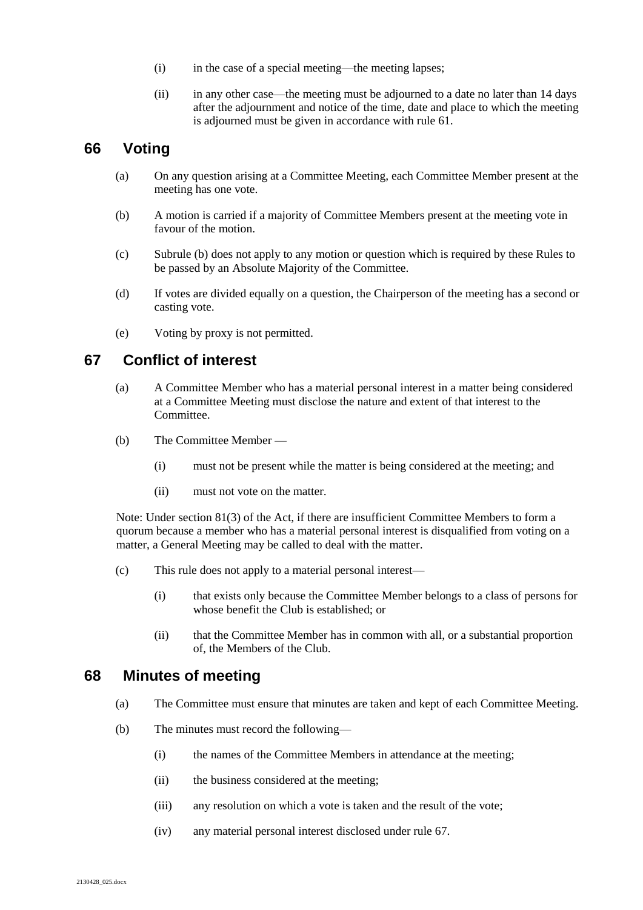(i) in the case of a special meeting—the meeting lapses;

(ii) in any other case—the meeting must be adjourned to a date no later than 14 days after the adjournment and notice of the time, date and place to which the meeting is adjourned must be given in accordance with rule 61.

## 66 Voting

(a) On any question arising at a Committee Meeting, each Committee Member present at the meeting has one vote.

(b) A motion is carried if a majority of Committee Members present at the meeting vote in favour of the motion.

(c) Subrule (b) does not apply to any motion or question which is required by these Rules to be passed by an Absolute Majority of the Committee.

(d) If votes are divided equally on a question, the Chairperson of the meeting has a second or casting vote.

(e) Voting by proxy is not permitted.

## 67 Conflict of interest

(a) A Committee Member who has a material personal interest in a matter being considered at a Committee Meeting must disclose the nature and extent of that interest to the Committee.

(b) The Committee Member —

(i) must not be present while the matter is being considered at the meeting; and

(ii) must not vote on the matter.

Note: Under section 81(3) of the Act, if there are insufficient Committee Members to form a quorum because a member who has a material personal interest is disqualified from voting on a matter, a General Meeting may be called to deal with the matter.

(c) This rule does not apply to a material personal interest—

(i) that exists only because the Committee Member belongs to a class of persons for whose benefit the Club is established; or

(ii) that the Committee Member has in common with all, or a substantial proportion of, the Members of the Club.

## 68 Minutes of meeting

(a) The Committee must ensure that minutes are taken and kept of each Committee Meeting.

(b) The minutes must record the following—

(i) the names of the Committee Members in attendance at the meeting;

(ii) the business considered at the meeting;

(iii) any resolution on which a vote is taken and the result of the vote;

(iv) any material personal interest disclosed under rule 67.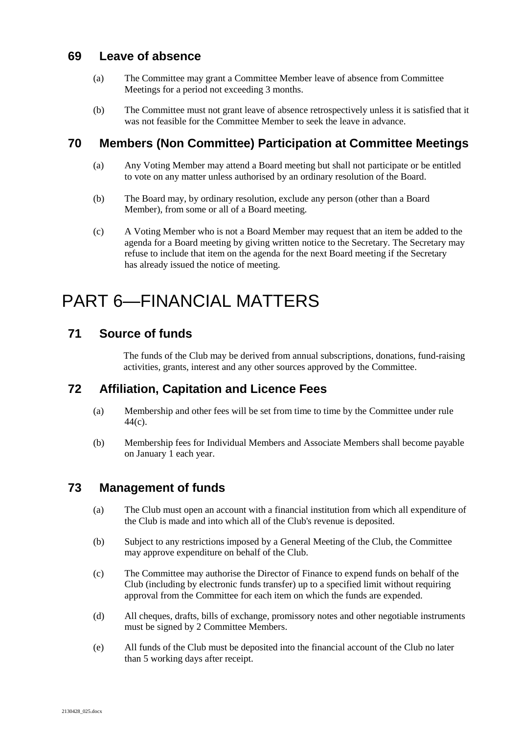## 69 Leave of absence

(a) The Committee may grant a Committee Member leave of absence from Committee Meetings for a period not exceeding 3 months.

(b) The Committee must not grant leave of absence retrospectively unless it is satisfied that it was not feasible for the Committee Member to seek the leave in advance.

## 70 Members (Non Committee) Participation at Committee Meetings

(a) Any Voting Member may attend a Board meeting but shall not participate or be entitled to vote on any matter unless authorised by an ordinary resolution of the Board.

(b) The Board may, by ordinary resolution, exclude any person (other than a Board Member), from some or all of a Board meeting.

(c) A Voting Member who is not a Board Member may request that an item be added to the agenda for a Board meeting by giving written notice to the Secretary. The Secretary may refuse to include that item on the agenda for the next Board meeting if the Secretary has already issued the notice of meeting.

# PART 6—FINANCIAL MATTERS

## 71 Source of funds

The funds of the Club may be derived from annual subscriptions, donations, fund-raising activities, grants, interest and any other sources approved by the Committee.

## 72 Affiliation, Capitation and Licence Fees

(a) Membership and other fees will be set from time to time by the Committee under rule 44(c).

(b) Membership fees for Individual Members and Associate Members shall become payable on January 1 each year.

## 73 Management of funds

(a) The Club must open an account with a financial institution from which all expenditure of the Club is made and into which all of the Club's revenue is deposited.

(b) Subject to any restrictions imposed by a General Meeting of the Club, the Committee may approve expenditure on behalf of the Club.

(c) The Committee may authorise the Director of Finance to expend funds on behalf of the Club (including by electronic funds transfer) up to a specified limit without requiring approval from the Committee for each item on which the funds are expended.

(d) All cheques, drafts, bills of exchange, promissory notes and other negotiable instruments must be signed by 2 Committee Members.

(e) All funds of the Club must be deposited into the financial account of the Club no later than 5 working days after receipt.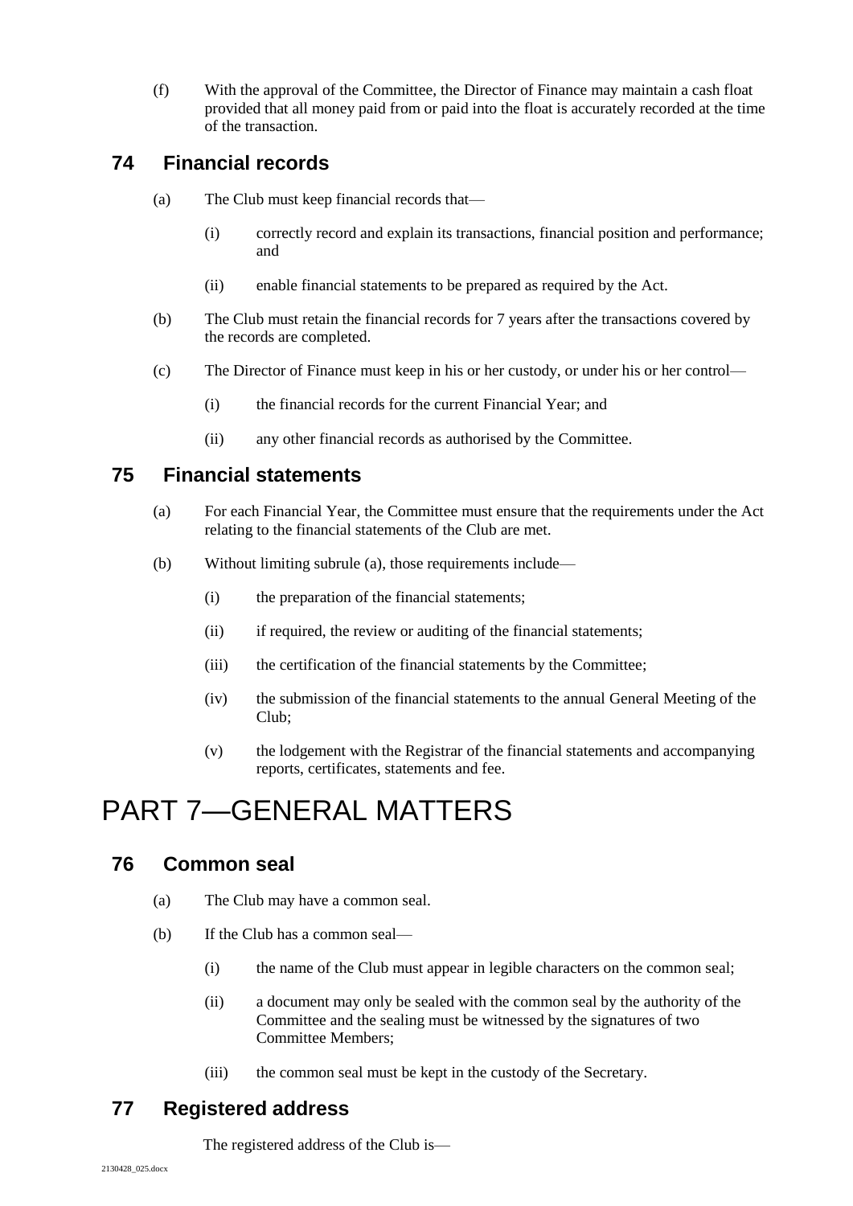(f) With the approval of the Committee, the Director of Finance may maintain a cash float provided that all money paid from or paid into the float is accurately recorded at the time of the transaction.

## 74 Financial records

(a) The Club must keep financial records that—

(i) correctly record and explain its transactions, financial position and performance; and

(ii) enable financial statements to be prepared as required by the Act.

(b) The Club must retain the financial records for 7 years after the transactions covered by the records are completed.

(c) The Director of Finance must keep in his or her custody, or under his or her control—

(i) the financial records for the current Financial Year; and

(ii) any other financial records as authorised by the Committee.

## 75 Financial statements

(a) For each Financial Year, the Committee must ensure that the requirements under the Act relating to the financial statements of the Club are met.

(b) Without limiting subrule (a), those requirements include—

(i) the preparation of the financial statements;

(ii) if required, the review or auditing of the financial statements;

(iii) the certification of the financial statements by the Committee;

(iv) the submission of the financial statements to the annual General Meeting of the Club;

(v) the lodgement with the Registrar of the financial statements and accompanying reports, certificates, statements and fee.

# PART 7—GENERAL MATTERS

## 76 Common seal

(a) The Club may have a common seal.

(b) If the Club has a common seal—

(i) the name of the Club must appear in legible characters on the common seal;

(ii) a document may only be sealed with the common seal by the authority of the Committee and the sealing must be witnessed by the signatures of two Committee Members;

(iii) the common seal must be kept in the custody of the Secretary.

## 77 Registered address

The registered address of the Club is—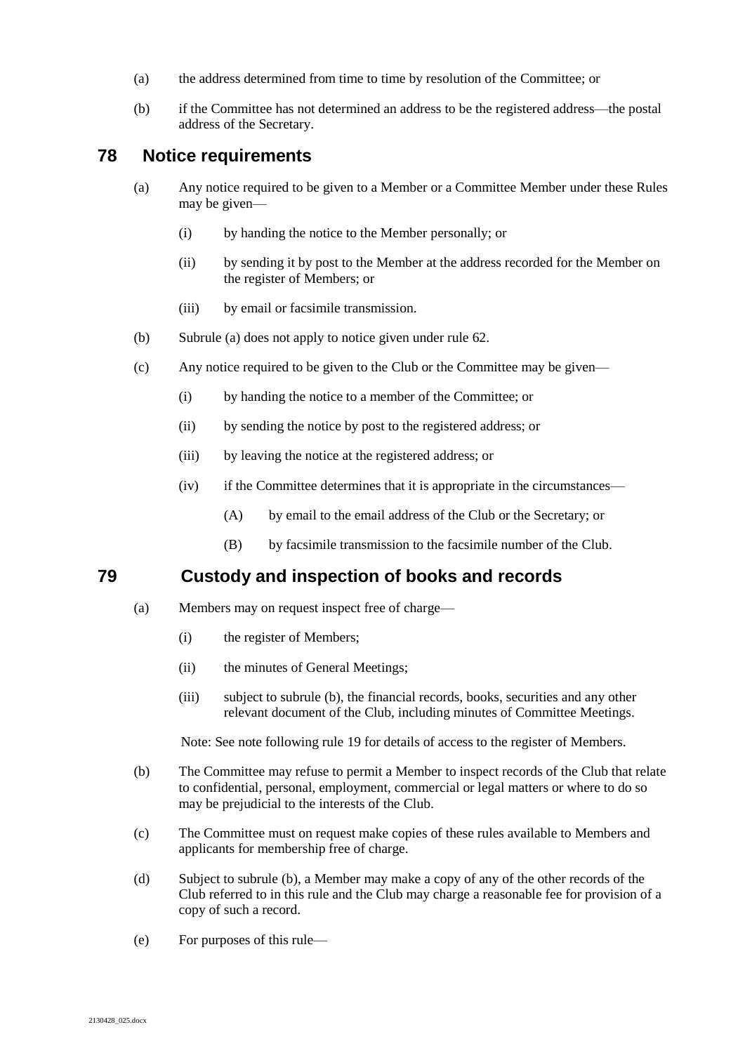(a) the address determined from time to time by resolution of the Committee; or

(b) if the Committee has not determined an address to be the registered address—the postal address of the Secretary.

## 78 Notice requirements

(a) Any notice required to be given to a Member or a Committee Member under these Rules may be given—

   (i) by handing the notice to the Member personally; or

   (ii) by sending it by post to the Member at the address recorded for the Member on the register of Members; or

   (iii) by email or facsimile transmission.

(b) Subrule (a) does not apply to notice given under rule 62.

(c) Any notice required to be given to the Club or the Committee may be given—

   (i) by handing the notice to a member of the Committee; or

   (ii) by sending the notice by post to the registered address; or

   (iii) by leaving the notice at the registered address; or

   (iv) if the Committee determines that it is appropriate in the circumstances—

      (A) by email to the email address of the Club or the Secretary; or

      (B) by facsimile transmission to the facsimile number of the Club.

## 79 Custody and inspection of books and records

(a) Members may on request inspect free of charge—

   (i) the register of Members;

   (ii) the minutes of General Meetings;

   (iii) subject to subrule (b), the financial records, books, securities and any other relevant document of the Club, including minutes of Committee Meetings.

   Note: See note following rule 19 for details of access to the register of Members.

(b) The Committee may refuse to permit a Member to inspect records of the Club that relate to confidential, personal, employment, commercial or legal matters or where to do so may be prejudicial to the interests of the Club.

(c) The Committee must on request make copies of these rules available to Members and applicants for membership free of charge.

(d) Subject to subrule (b), a Member may make a copy of any of the other records of the Club referred to in this rule and the Club may charge a reasonable fee for provision of a copy of such a record.

(e) For purposes of this rule—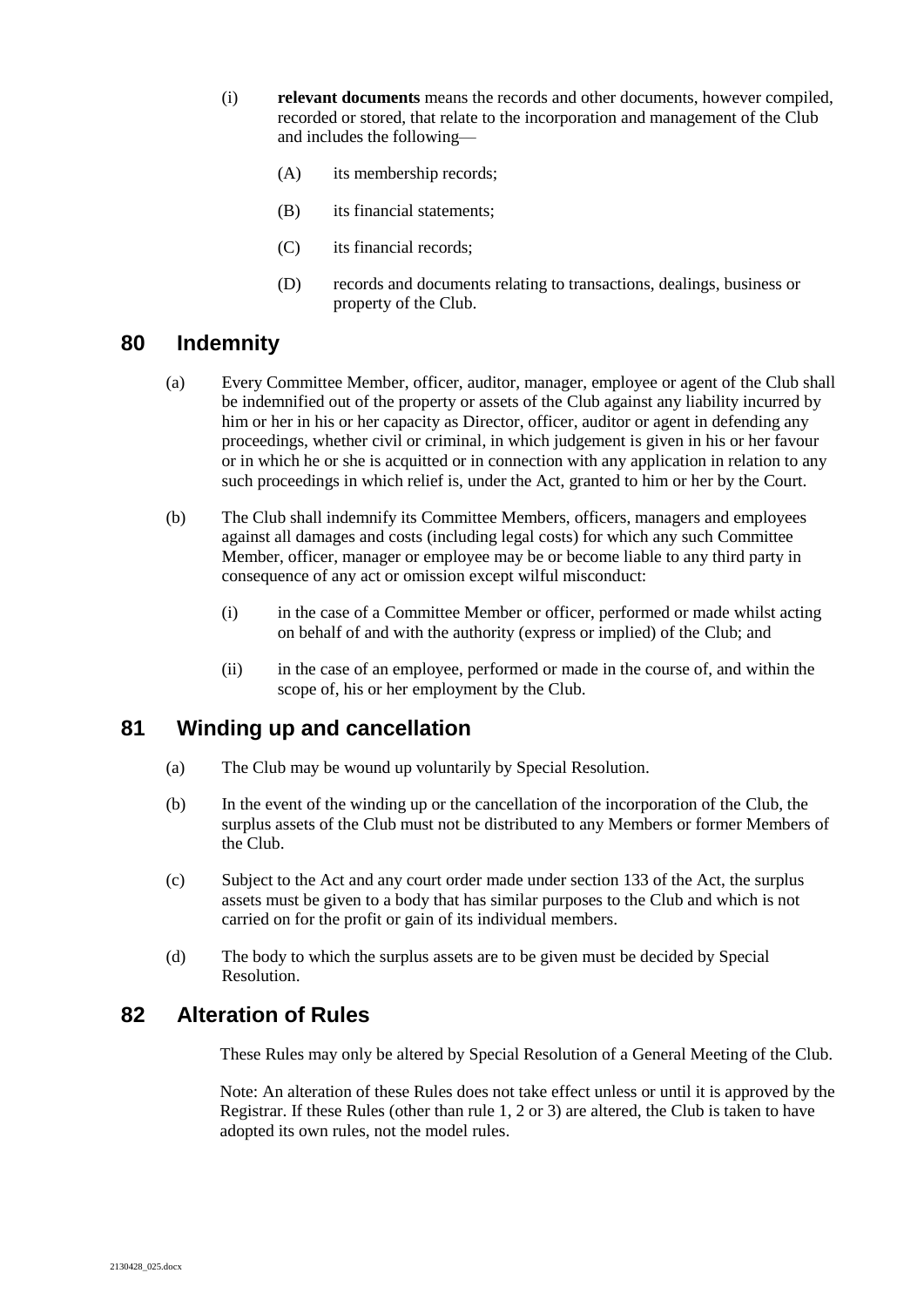(i) **relevant documents** means the records and other documents, however compiled, recorded or stored, that relate to the incorporation and management of the Club and includes the following—

(A) its membership records;

(B) its financial statements;

(C) its financial records;

(D) records and documents relating to transactions, dealings, business or property of the Club.

## 80 Indemnity

(a) Every Committee Member, officer, auditor, manager, employee or agent of the Club shall be indemnified out of the property or assets of the Club against any liability incurred by him or her in his or her capacity as Director, officer, auditor or agent in defending any proceedings, whether civil or criminal, in which judgement is given in his or her favour or in which he or she is acquitted or in connection with any application in relation to any such proceedings in which relief is, under the Act, granted to him or her by the Court.

(b) The Club shall indemnify its Committee Members, officers, managers and employees against all damages and costs (including legal costs) for which any such Committee Member, officer, manager or employee may be or become liable to any third party in consequence of any act or omission except wilful misconduct:

(i) in the case of a Committee Member or officer, performed or made whilst acting on behalf of and with the authority (express or implied) of the Club; and

(ii) in the case of an employee, performed or made in the course of, and within the scope of, his or her employment by the Club.

## 81 Winding up and cancellation

(a) The Club may be wound up voluntarily by Special Resolution.

(b) In the event of the winding up or the cancellation of the incorporation of the Club, the surplus assets of the Club must not be distributed to any Members or former Members of the Club.

(c) Subject to the Act and any court order made under section 133 of the Act, the surplus assets must be given to a body that has similar purposes to the Club and which is not carried on for the profit or gain of its individual members.

(d) The body to which the surplus assets are to be given must be decided by Special Resolution.

## 82 Alteration of Rules

These Rules may only be altered by Special Resolution of a General Meeting of the Club.

Note: An alteration of these Rules does not take effect unless or until it is approved by the Registrar. If these Rules (other than rule 1, 2 or 3) are altered, the Club is taken to have adopted its own rules, not the model rules.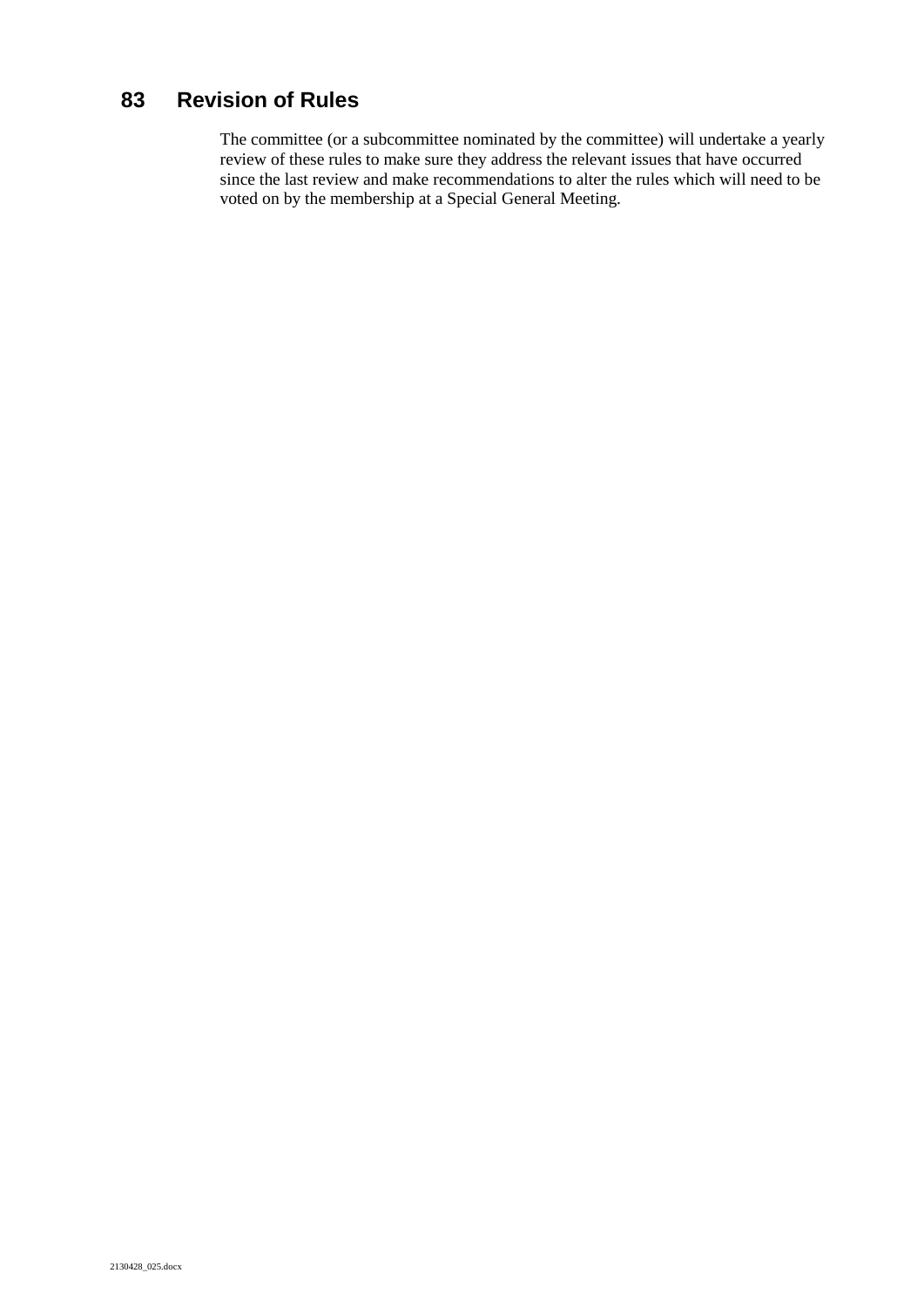## 83 Revision of Rules

The committee (or a subcommittee nominated by the committee) will undertake a yearly review of these rules to make sure they address the relevant issues that have occurred since the last review and make recommendations to alter the rules which will need to be voted on by the membership at a Special General Meeting.